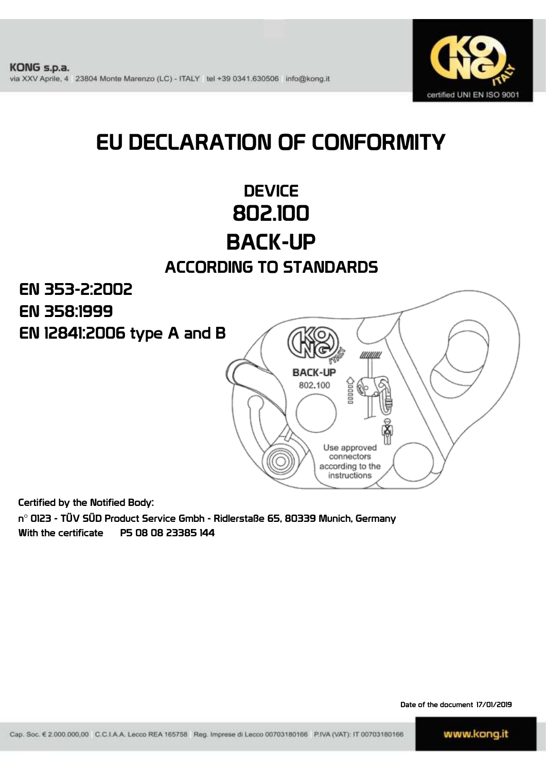KONG s.p.a.
via XXV Aprile, 4 23804 Monte Marenzo (LC) - ITALY tel +39 0341.630506 info@kong.it

certified UNI EN ISO 9001

# EU DECLARATION OF CONFORMITY

## DEVICE
## 802.100
## BACK-UP
### ACCORDING TO STANDARDS

**EN 353-2:2002**
**EN 358:1999**
**EN 12841:2006 type A and B**

Certified by the Notified Body:
n° 0123 - TÜV SÜD Product Service Gmbh - Ridlerstaße 65, 80339 Munich, Germany
With the certificate P5 08 08 23385 144

Date of the document 17/01/2019

Cap. Soc. € 2.000.000,00 C.C.I.A.A. Lecco REA 165758 Reg. Imprese di Lecco 00703180166 P.IVA (VAT): IT 00703180166

www.kong.it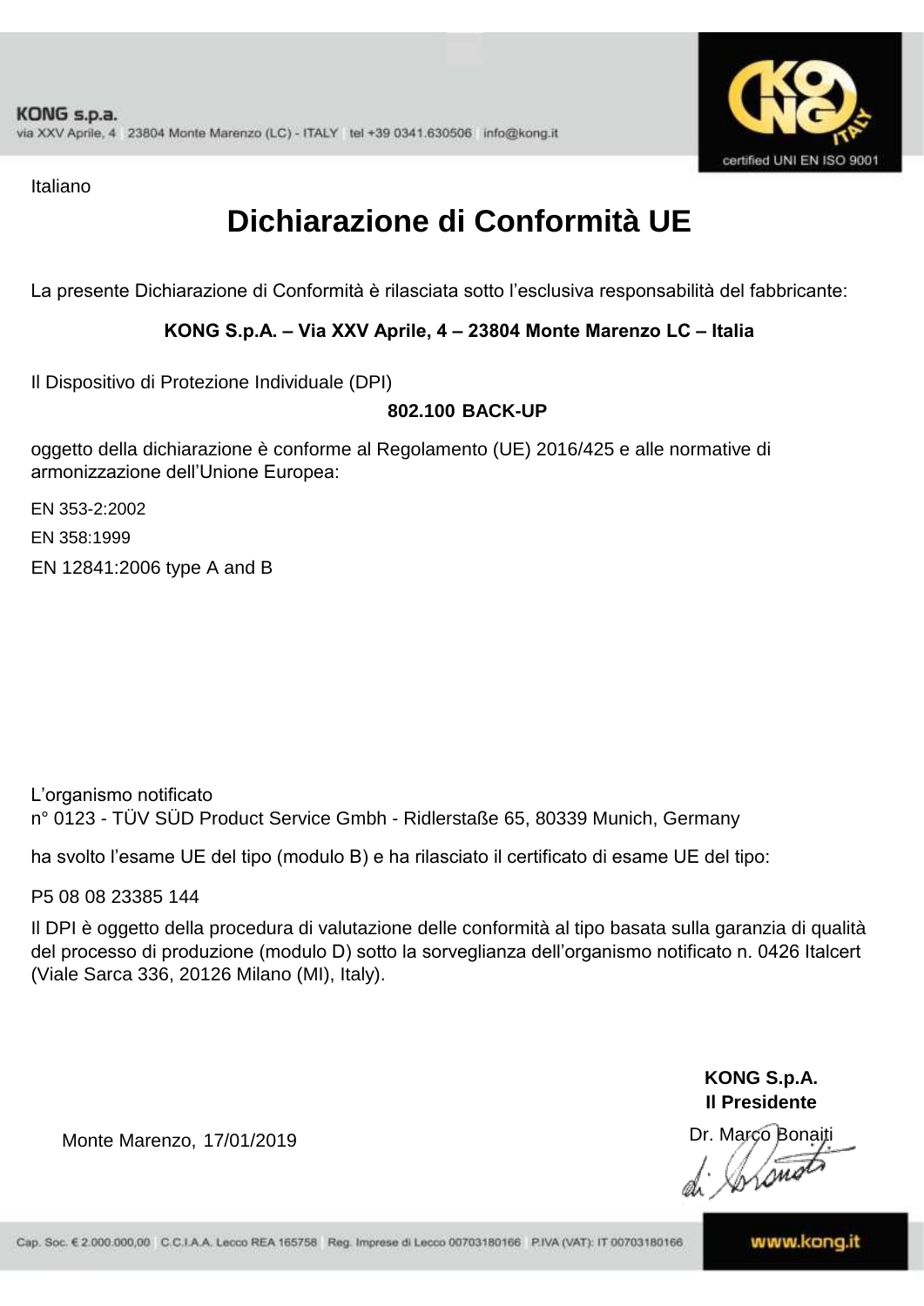Italiano

# Dichiarazione di Conformità UE

La presente Dichiarazione di Conformità è rilasciata sotto l'esclusiva responsabilità del fabbricante:

**KONG S.p.A. – Via XXV Aprile, 4 – 23804 Monte Marenzo LC – Italia**

Il Dispositivo di Protezione Individuale (DPI)

**802.100 BACK-UP**

oggetto della dichiarazione è conforme al Regolamento (UE) 2016/425 e alle normative di armonizzazione dell'Unione Europea:

EN 353-2:2002

EN 358:1999

EN 12841:2006 type A and B

L'organismo notificato
n° 0123 - TÜV SÜD Product Service Gmbh - Ridlerstaße 65, 80339 Munich, Germany

ha svolto l'esame UE del tipo (modulo B) e ha rilasciato il certificato di esame UE del tipo:

P5 08 08 23385 144

Il DPI è oggetto della procedura di valutazione delle conformità al tipo basata sulla garanzia di qualità del processo di produzione (modulo D) sotto la sorveglianza dell'organismo notificato n. 0426 Italcert (Viale Sarca 336, 20126 Milano (MI), Italy).

**KONG S.p.A.**
**Il Presidente**

Monte Marenzo, 17/01/2019

Dr. Marco Bonaiti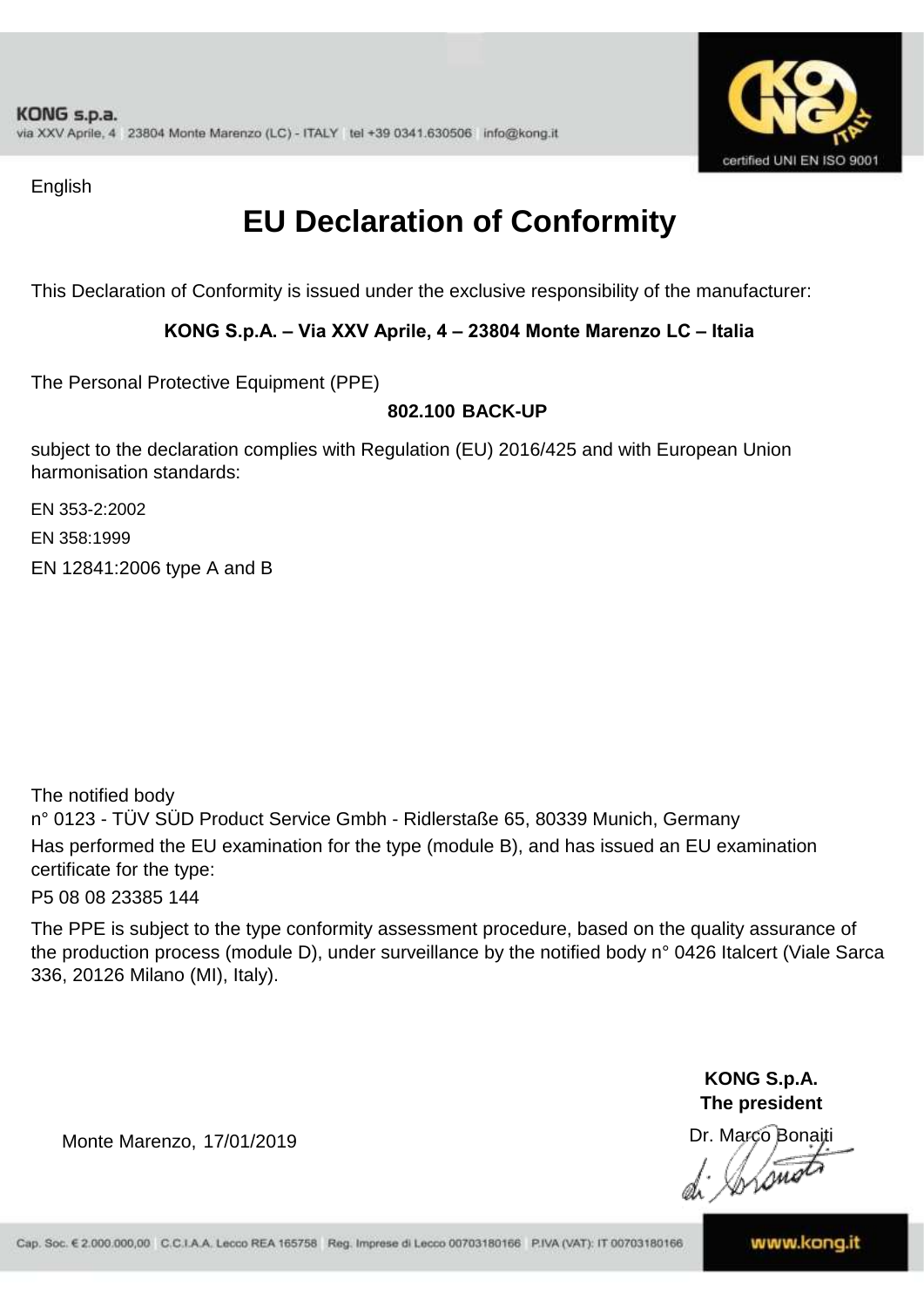English

# EU Declaration of Conformity

This Declaration of Conformity is issued under the exclusive responsibility of the manufacturer:

**KONG S.p.A. – Via XXV Aprile, 4 – 23804 Monte Marenzo LC – Italia**

The Personal Protective Equipment (PPE)

**802.100 BACK-UP**

subject to the declaration complies with Regulation (EU) 2016/425 and with European Union harmonisation standards:

EN 353-2:2002

EN 358:1999

EN 12841:2006 type A and B

The notified body
n° 0123 - TÜV SÜD Product Service Gmbh - Ridlerstaße 65, 80339 Munich, Germany
Has performed the EU examination for the type (module B), and has issued an EU examination certificate for the type:

P5 08 08 23385 144

The PPE is subject to the type conformity assessment procedure, based on the quality assurance of the production process (module D), under surveillance by the notified body n° 0426 Italcert (Viale Sarca 336, 20126 Milano (MI), Italy).

**KONG S.p.A.**
**The president**
Dr. Marco Bonaiti

Monte Marenzo, 17/01/2019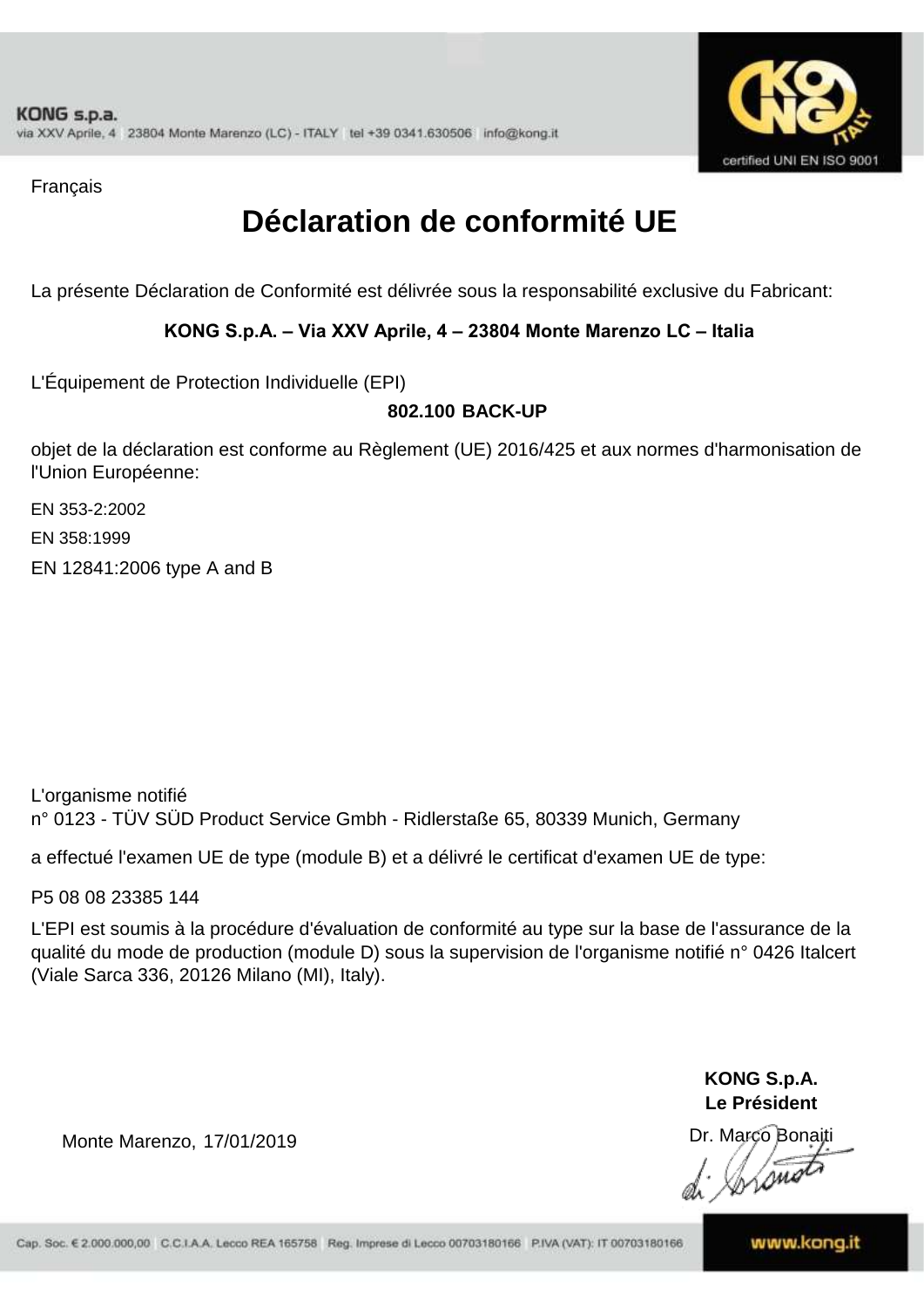KONG s.p.a.
via XXV Aprile, 4 23804 Monte Marenzo (LC) - ITALY tel +39 0341.630506 info@kong.it

certified UNI EN ISO 9001

Français

# Déclaration de conformité UE

La présente Déclaration de Conformité est délivrée sous la responsabilité exclusive du Fabricant:

**KONG S.p.A. – Via XXV Aprile, 4 – 23804 Monte Marenzo LC – Italia**

L'Équipement de Protection Individuelle (EPI)

**802.100 BACK-UP**

objet de la déclaration est conforme au Règlement (UE) 2016/425 et aux normes d'harmonisation de l'Union Européenne:

EN 353-2:2002
EN 358:1999
EN 12841:2006 type A and B

L'organisme notifié
n° 0123 - TÜV SÜD Product Service Gmbh - Ridlerstaße 65, 80339 Munich, Germany

a effectué l'examen UE de type (module B) et a délivré le certificat d'examen UE de type:

P5 08 08 23385 144

L'EPI est soumis à la procédure d'évaluation de conformité au type sur la base de l'assurance de la qualité du mode de production (module D) sous la supervision de l'organisme notifié n° 0426 Italcert (Viale Sarca 336, 20126 Milano (MI), Italy).

**KONG S.p.A.**
**Le Président**

Monte Marenzo, 17/01/2019

Dr. Marco Bonaiti

Cap. Soc. € 2.000.000,00 C.C.I.A.A. Lecco REA 165758 Reg. Imprese di Lecco 00703180166 P.IVA (VAT): IT 00703180166

www.kong.it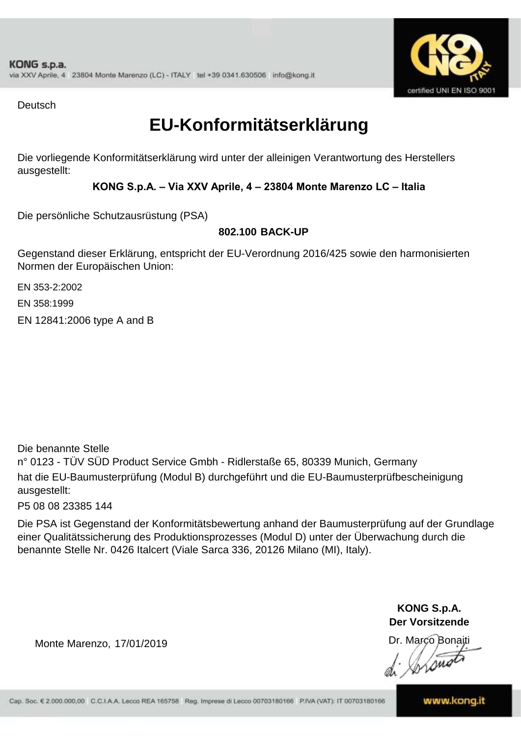Deutsch

# EU-Konformitätserklärung

Die vorliegende Konformitätserklärung wird unter der alleinigen Verantwortung des Herstellers ausgestellt:

**KONG S.p.A. – Via XXV Aprile, 4 – 23804 Monte Marenzo LC – Italia**

Die persönliche Schutzausrüstung (PSA)

**802.100 BACK-UP**

Gegenstand dieser Erklärung, entspricht der EU-Verordnung 2016/425 sowie den harmonisierten Normen der Europäischen Union:

EN 353-2:2002

EN 358:1999

EN 12841:2006 type A and B

Die benannte Stelle
n° 0123 - TÜV SÜD Product Service Gmbh - Ridlerstaße 65, 80339 Munich, Germany
hat die EU-Baumusterprüfung (Modul B) durchgeführt und die EU-Baumusterprüfbescheinigung ausgestellt:

P5 08 08 23385 144

Die PSA ist Gegenstand der Konformitätsbewertung anhand der Baumusterprüfung auf der Grundlage einer Qualitätssicherung des Produktionsprozesses (Modul D) unter der Überwachung durch die benannte Stelle Nr. 0426 Italcert (Viale Sarca 336, 20126 Milano (MI), Italy).

**KONG S.p.A.**
**Der Vorsitzende**
Dr. Marco Bonaiti

Monte Marenzo, 17/01/2019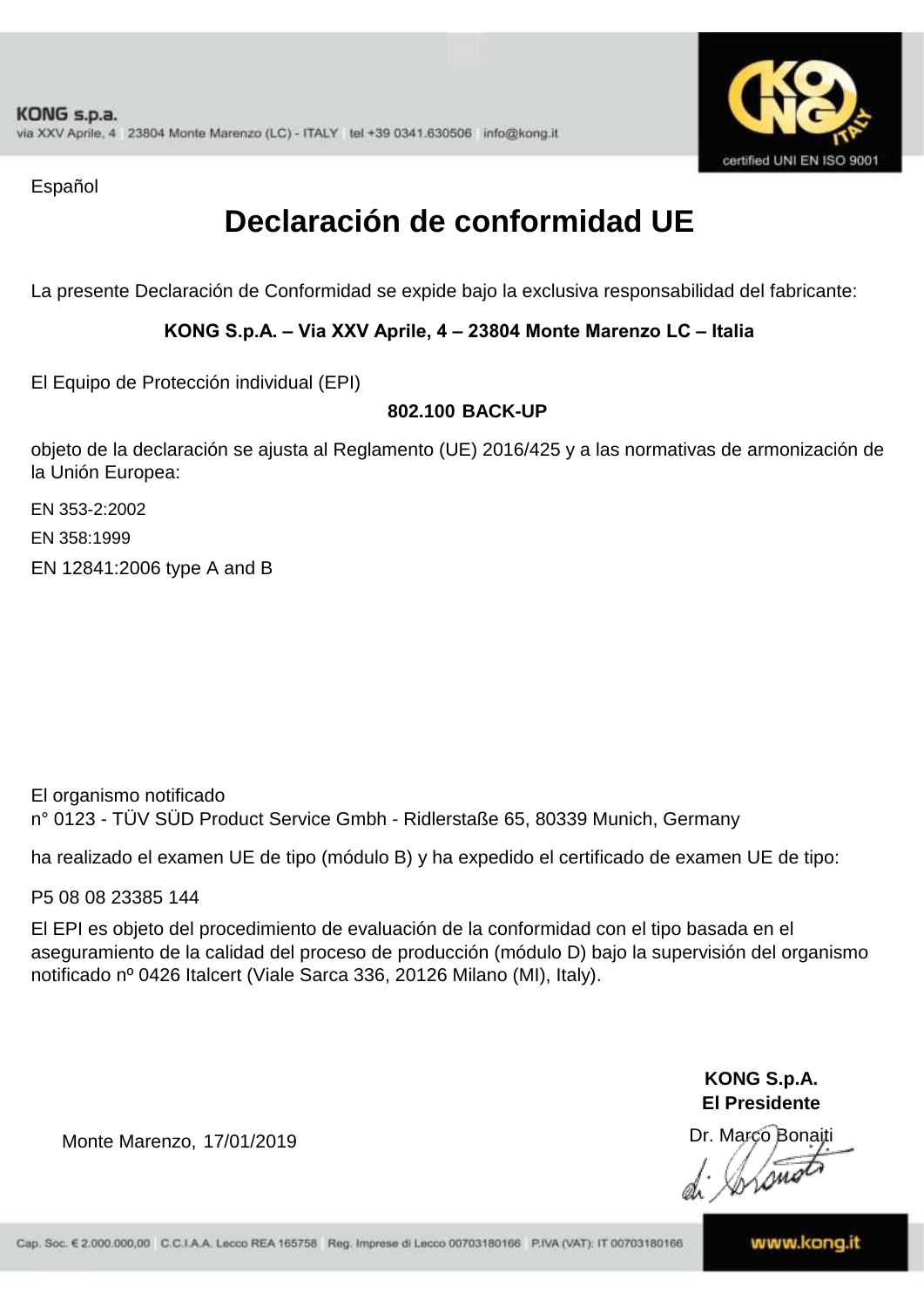Español

# Declaración de conformidad UE

La presente Declaración de Conformidad se expide bajo la exclusiva responsabilidad del fabricante:

**KONG S.p.A. – Via XXV Aprile, 4 – 23804 Monte Marenzo LC – Italia**

El Equipo de Protección individual (EPI)

**802.100 BACK-UP**

objeto de la declaración se ajusta al Reglamento (UE) 2016/425 y a las normativas de armonización de la Unión Europea:

EN 353-2:2002
EN 358:1999
EN 12841:2006 type A and B

El organismo notificado
n° 0123 - TÜV SÜD Product Service Gmbh - Ridlerstaße 65, 80339 Munich, Germany

ha realizado el examen UE de tipo (módulo B) y ha expedido el certificado de examen UE de tipo:

P5 08 08 23385 144

El EPI es objeto del procedimiento de evaluación de la conformidad con el tipo basada en el aseguramiento de la calidad del proceso de producción (módulo D) bajo la supervisión del organismo notificado nº 0426 Italcert (Viale Sarca 336, 20126 Milano (MI), Italy).

Monte Marenzo, 17/01/2019

**KONG S.p.A.**
**El Presidente**
Dr. Marco Bonaiti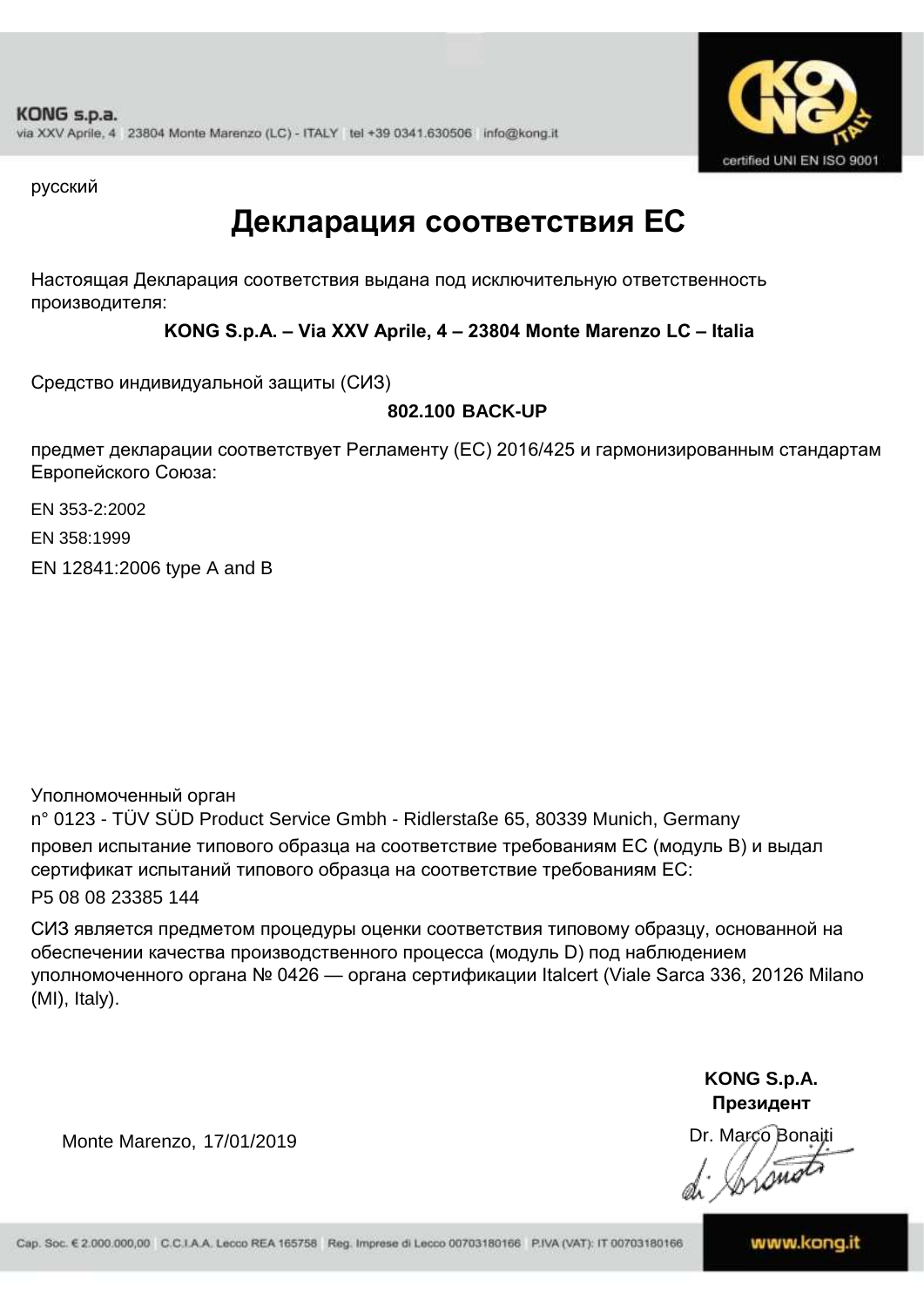русский

# Декларация соответствия ЕС

Настоящая Декларация соответствия выдана под исключительную ответственность производителя:

**KONG S.p.A. – Via XXV Aprile, 4 – 23804 Monte Marenzo LC – Italia**

Средство индивидуальной защиты (СИЗ)

**802.100 BACK-UP**

предмет декларации соответствует Регламенту (ЕС) 2016/425 и гармонизированным стандартам Европейского Союза:

EN 353-2:2002

EN 358:1999

EN 12841:2006 type A and B

Уполномоченный орган
n° 0123 - TÜV SÜD Product Service Gmbh - Ridlerstaße 65, 80339 Munich, Germany
провел испытание типового образца на соответствие требованиям ЕС (модуль B) и выдал сертификат испытаний типового образца на соответствие требованиям ЕС:
P5 08 08 23385 144

СИЗ является предметом процедуры оценки соответствия типовому образцу, основанной на обеспечении качества производственного процесса (модуль D) под наблюдением уполномоченного органа № 0426 — органа сертификации Italcert (Viale Sarca 336, 20126 Milano (MI), Italy).

**KONG S.p.A.**
**Президент**

Monte Marenzo, 17/01/2019

Dr. Marco Bonaiti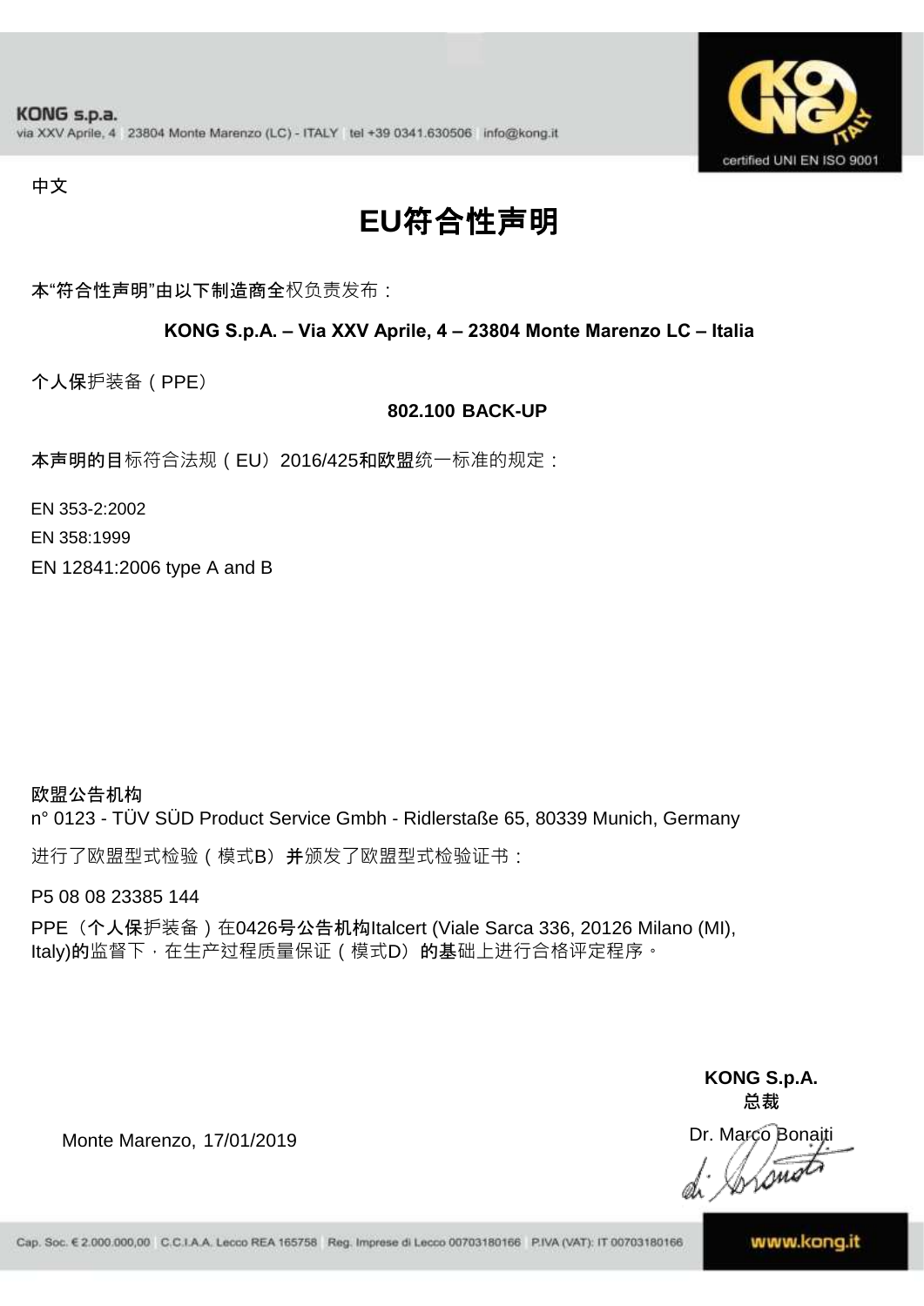KONG s.p.a.
via XXV Aprile, 4 23804 Monte Marenzo (LC) - ITALY tel +39 0341.630506 info@kong.it

certified UNI EN ISO 9001

中文

# EU符合性声明

本"符合性声明"由以下制造商全权负责发布：

**KONG S.p.A. – Via XXV Aprile, 4 – 23804 Monte Marenzo LC – Italia**

个人保护装备（PPE）

**802.100 BACK-UP**

本声明的目标符合法规（EU）2016/425和欧盟统一标准的规定：

EN 353-2:2002
EN 358:1999
EN 12841:2006 type A and B

**欧盟公告机构**
n° 0123 - TÜV SÜD Product Service Gmbh - Ridlerstaße 65, 80339 Munich, Germany

进行了欧盟型式检验（模式B）并颁发了欧盟型式检验证书：

P5 08 08 23385 144

PPE（个人保护装备）在0426号公告机构Italcert (Viale Sarca 336, 20126 Milano (MI), Italy)的监督下，在生产过程质量保证（模式D）的基础上进行合格评定程序。

Monte Marenzo, 17/01/2019

**KONG S.p.A.**
**总裁**
Dr. Marco Bonaiti

Cap. Soc. € 2.000.000,00 C.C.I.A.A. Lecco REA 165758 Reg. Imprese di Lecco 00703180166 P.IVA (VAT): IT 00703180166

www.kong.it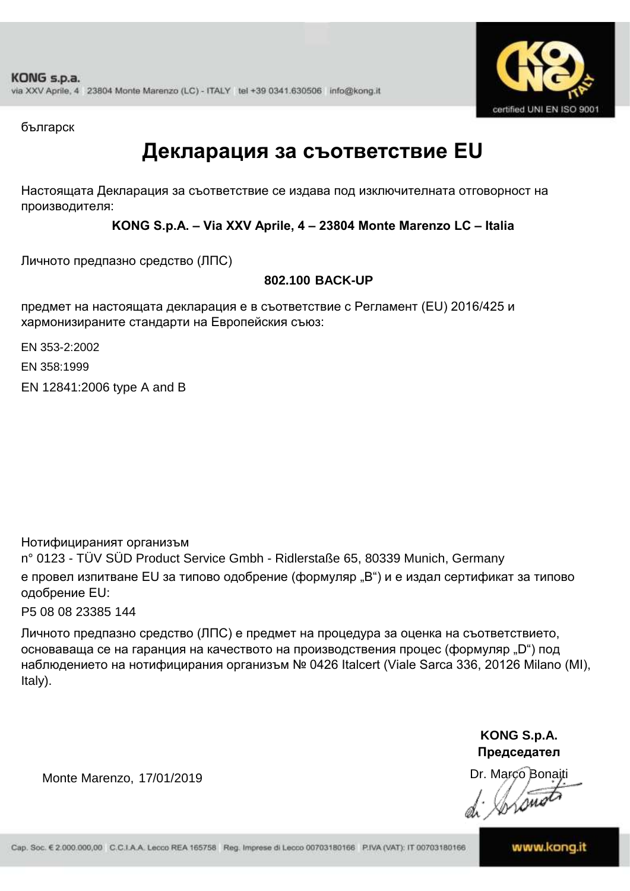българск

# Декларация за съответствие EU

Настоящата Декларация за съответствие се издава под изключителната отговорност на производителя:

**KONG S.p.A. – Via XXV Aprile, 4 – 23804 Monte Marenzo LC – Italia**

Личното предпазно средство (ЛПС)

**802.100 BACK-UP**

предмет на настоящата декларация е в съответствие с Регламент (EU) 2016/425 и хармонизираните стандарти на Европейския съюз:

EN 353-2:2002

EN 358:1999

EN 12841:2006 type A and B

Нотифицираният организъм
n° 0123 - TÜV SÜD Product Service Gmbh - Ridlerstaße 65, 80339 Munich, Germany
е провел изпитване EU за типово одобрение (формуляр „B") и е издал сертификат за типово одобрение EU:

P5 08 08 23385 144

Личното предпазно средство (ЛПС) е предмет на процедура за оценка на съответствието, основаваща се на гаранция на качеството на производствения процес (формуляр „D") под наблюдението на нотифицирания организъм № 0426 Italcert (Viale Sarca 336, 20126 Milano (MI), Italy).

Monte Marenzo, 17/01/2019

**KONG S.p.A.**
**Председател**
Dr. Marco Bonaiti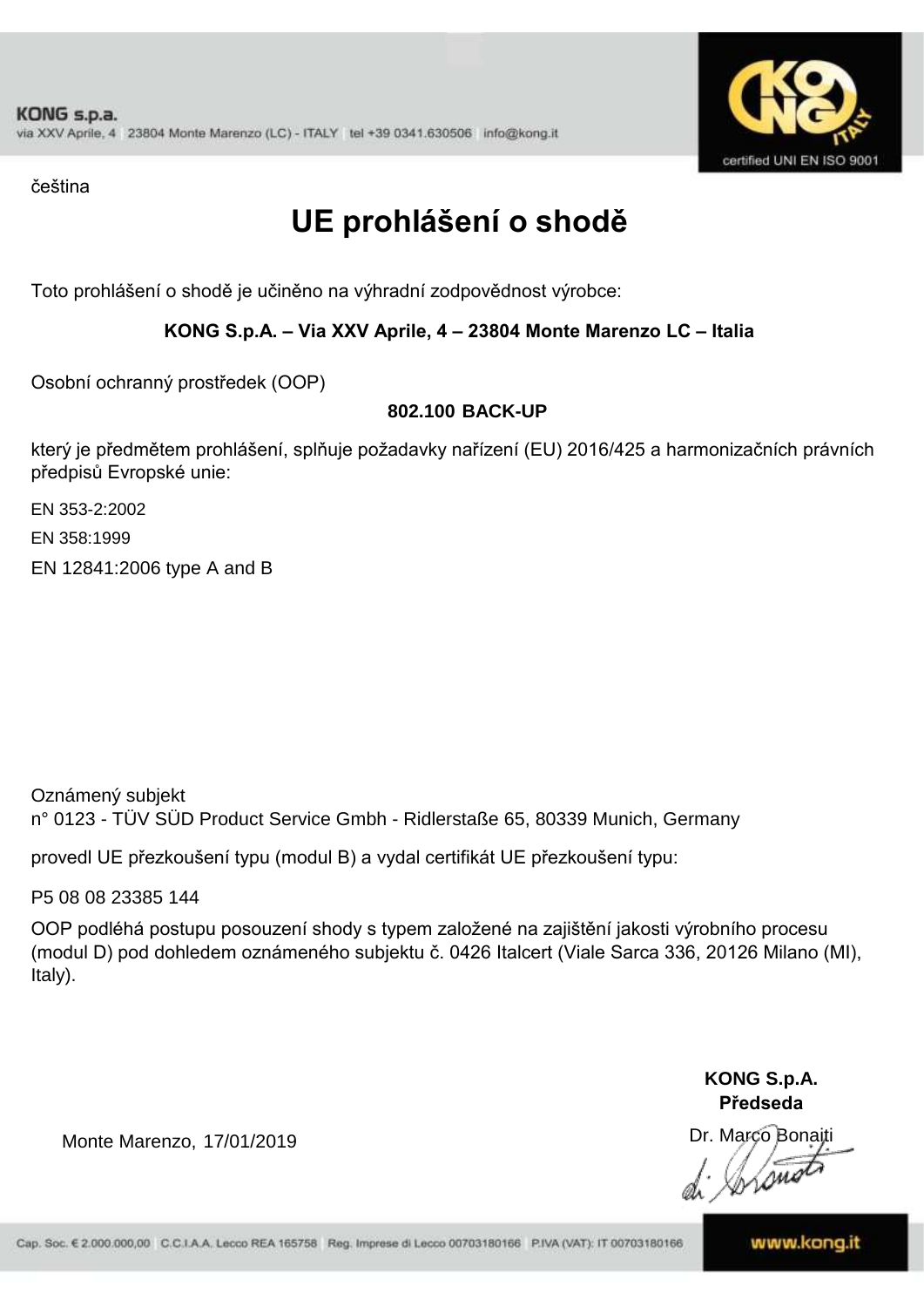KONG s.p.a.
via XXV Aprile, 4 23804 Monte Marenzo (LC) - ITALY tel +39 0341.630506 info@kong.it

certified UNI EN ISO 9001

čeština

# UE prohlášení o shodě

Toto prohlášení o shodě je učiněno na výhradní zodpovědnost výrobce:

**KONG S.p.A. – Via XXV Aprile, 4 – 23804 Monte Marenzo LC – Italia**

Osobní ochranný prostředek (OOP)

**802.100 BACK-UP**

který je předmětem prohlášení, splňuje požadavky nařízení (EU) 2016/425 a harmonizačních právních předpisů Evropské unie:

EN 353-2:2002

EN 358:1999

EN 12841:2006 type A and B

Oznámený subjekt
n° 0123 - TÜV SÜD Product Service Gmbh - Ridlerstaße 65, 80339 Munich, Germany

provedl UE přezkoušení typu (modul B) a vydal certifikát UE přezkoušení typu:

P5 08 08 23385 144

OOP podléhá postupu posouzení shody s typem založené na zajištění jakosti výrobního procesu (modul D) pod dohledem oznámeného subjektu č. 0426 Italcert (Viale Sarca 336, 20126 Milano (MI), Italy).

Monte Marenzo, 17/01/2019

**KONG S.p.A.**
**Předseda**
Dr. Marco Bonaiti

Cap. Soc. € 2.000.000,00 C.C.I.A.A. Lecco REA 165758 Reg. Imprese di Lecco 00703180166 P.IVA (VAT): IT 00703180166

www.kong.it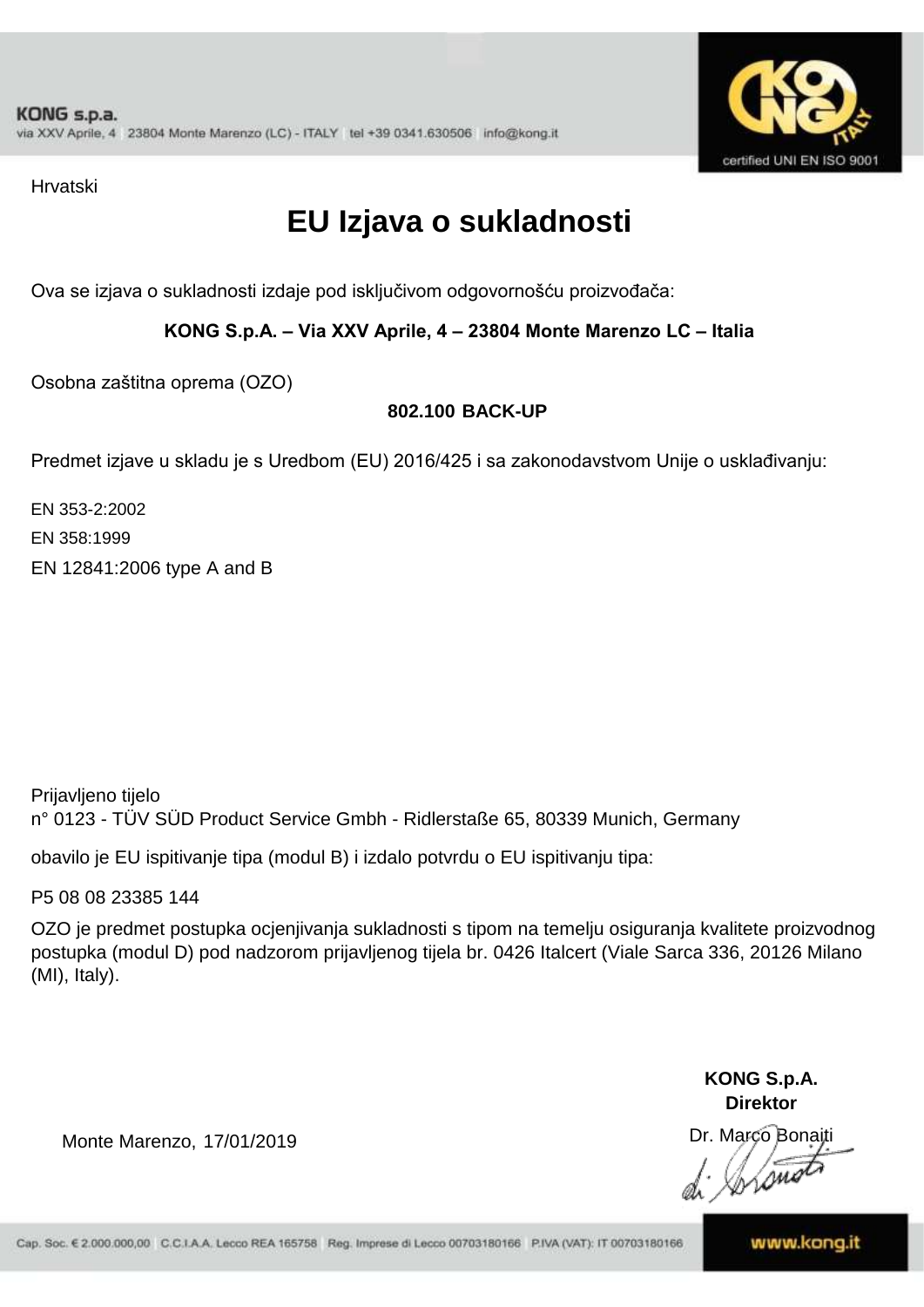Hrvatski

# EU Izjava o sukladnosti

Ova se izjava o sukladnosti izdaje pod isključivom odgovornošću proizvođača:

**KONG S.p.A. – Via XXV Aprile, 4 – 23804 Monte Marenzo LC – Italia**

Osobna zaštitna oprema (OZO)

**802.100 BACK-UP**

Predmet izjave u skladu je s Uredbom (EU) 2016/425 i sa zakonodavstvom Unije o usklađivanju:

EN 353-2:2002
EN 358:1999
EN 12841:2006 type A and B

Prijavljeno tijelo
n° 0123 - TÜV SÜD Product Service Gmbh - Ridlerstaße 65, 80339 Munich, Germany

obavilo je EU ispitivanje tipa (modul B) i izdalo potvrdu o EU ispitivanju tipa:

P5 08 08 23385 144

OZO je predmet postupka ocjenjivanja sukladnosti s tipom na temelju osiguranja kvalitete proizvodnog postupka (modul D) pod nadzorom prijavljenog tijela br. 0426 Italcert (Viale Sarca 336, 20126 Milano (MI), Italy).

Monte Marenzo, 17/01/2019

**KONG S.p.A.**
**Direktor**
Dr. Marco Bonaiti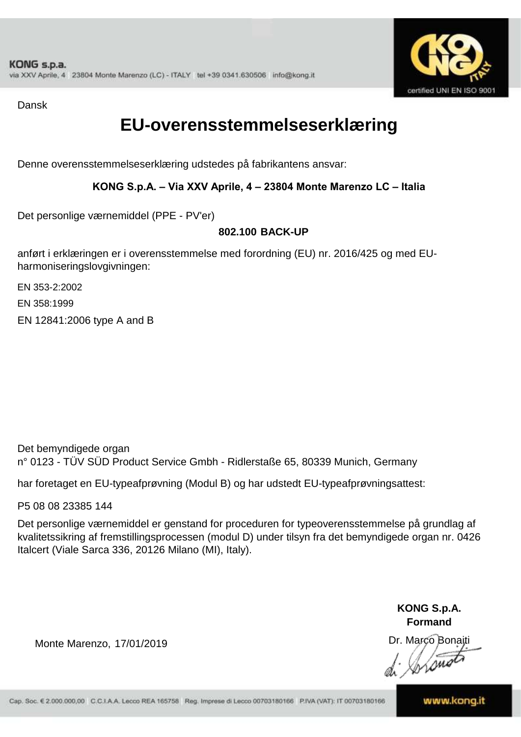Dansk

# EU-overensstemmelseserklæring

Denne overensstemmelseserklæring udstedes på fabrikantens ansvar:

**KONG S.p.A. – Via XXV Aprile, 4 – 23804 Monte Marenzo LC – Italia**

Det personlige værnemiddel (PPE - PV'er)

**802.100 BACK-UP**

anført i erklæringen er i overensstemmelse med forordning (EU) nr. 2016/425 og med EU-harmoniseringslovgivningen:

EN 353-2:2002

EN 358:1999

EN 12841:2006 type A and B

Det bemyndigede organ
n° 0123 - TÜV SÜD Product Service Gmbh - Ridlerstaße 65, 80339 Munich, Germany

har foretaget en EU-typeafprøvning (Modul B) og har udstedt EU-typeafprøvningsattest:

P5 08 08 23385 144

Det personlige værnemiddel er genstand for proceduren for typeoverensstemmelse på grundlag af kvalitetssikring af fremstillingsprocessen (modul D) under tilsyn fra det bemyndigede organ nr. 0426 Italcert (Viale Sarca 336, 20126 Milano (MI), Italy).

Monte Marenzo, 17/01/2019

**KONG S.p.A.**
**Formand**

Dr. Marco Bonaiti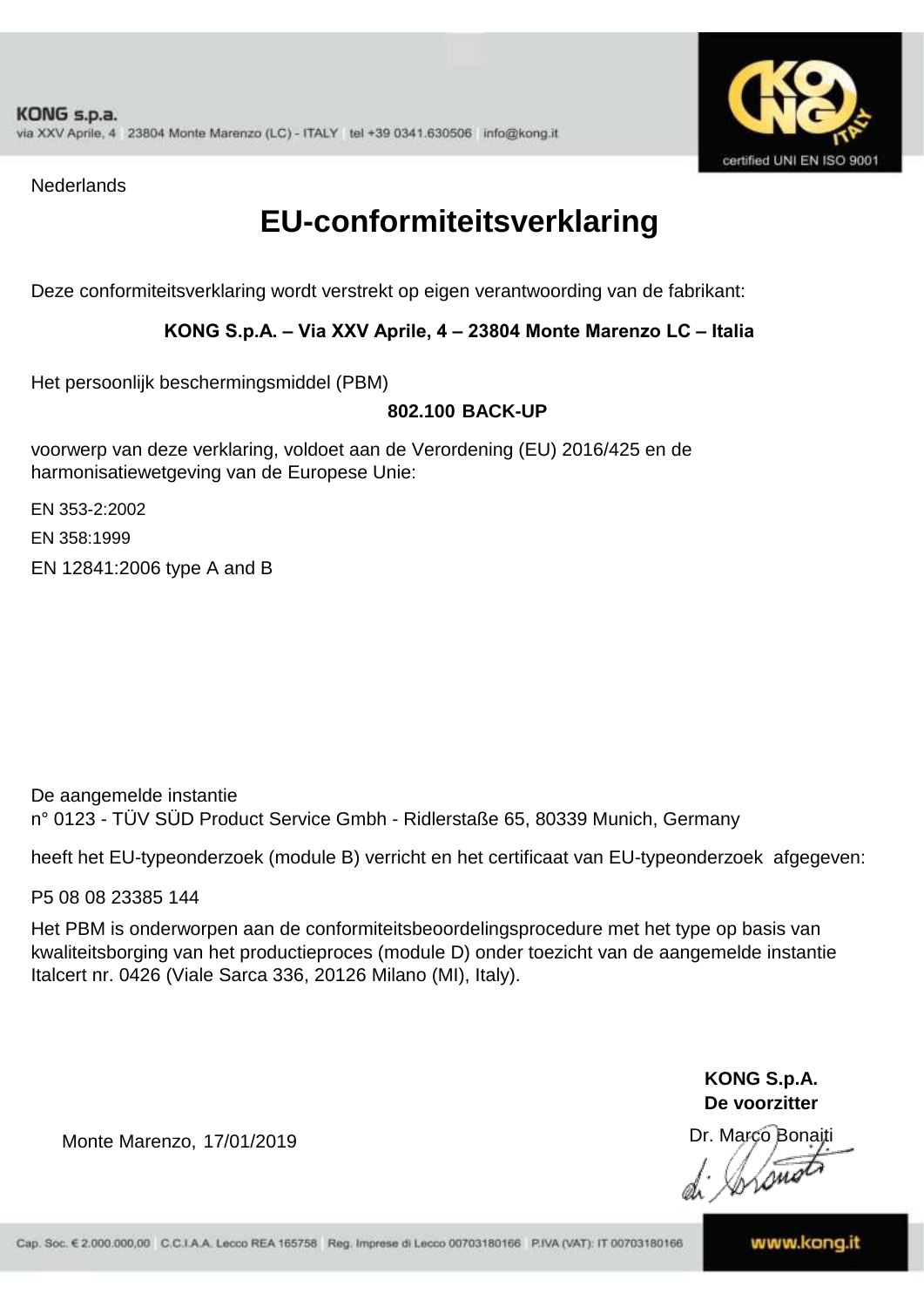KONG s.p.a.
via XXV Aprile, 4 23804 Monte Marenzo (LC) - ITALY tel +39 0341.630506 info@kong.it

certified UNI EN ISO 9001

Nederlands

# EU-conformiteitsverklaring

Deze conformiteitsverklaring wordt verstrekt op eigen verantwoording van de fabrikant:

**KONG S.p.A. – Via XXV Aprile, 4 – 23804 Monte Marenzo LC – Italia**

Het persoonlijk beschermingsmiddel (PBM)

**802.100 BACK-UP**

voorwerp van deze verklaring, voldoet aan de Verordening (EU) 2016/425 en de harmonisatiewetgeving van de Europese Unie:

EN 353-2:2002

EN 358:1999

EN 12841:2006 type A and B

De aangemelde instantie
n° 0123 - TÜV SÜD Product Service Gmbh - Ridlerstaße 65, 80339 Munich, Germany

heeft het EU-typeonderzoek (module B) verricht en het certificaat van EU-typeonderzoek afgegeven:

P5 08 08 23385 144

Het PBM is onderworpen aan de conformiteitsbeoordelingsprocedure met het type op basis van kwaliteitsborging van het productieproces (module D) onder toezicht van de aangemelde instantie Italcert nr. 0426 (Viale Sarca 336, 20126 Milano (MI), Italy).

**KONG S.p.A.**
**De voorzitter**

Monte Marenzo, 17/01/2019

Dr. Marco Bonaiti

Cap. Soc. € 2.000.000,00 C.C.I.A.A. Lecco REA 165758 Reg. Imprese di Lecco 00703180166 P.IVA (VAT): IT 00703180166

www.kong.it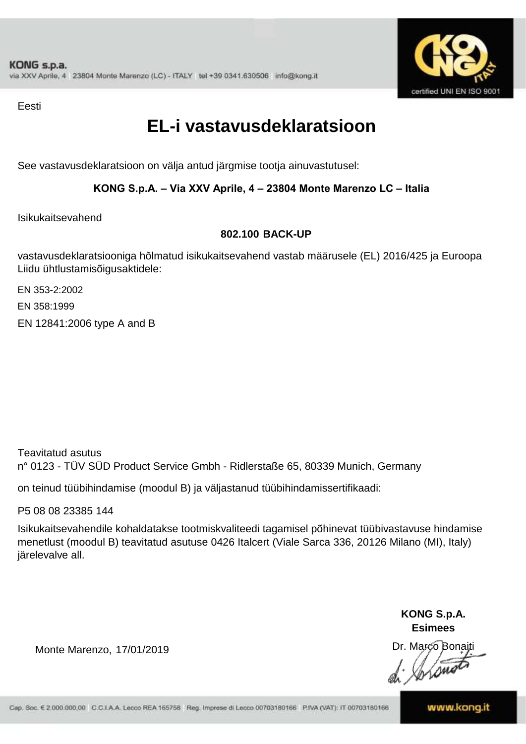Eesti

# EL-i vastavusdeklaratsioon

See vastavusdeklaratsioon on välja antud järgmise tootja ainuvastutusel:

**KONG S.p.A. – Via XXV Aprile, 4 – 23804 Monte Marenzo LC – Italia**

Isikukaitsevahend

**802.100 BACK-UP**

vastavusdeklaratsiooniga hõlmatud isikukaitsevahend vastab määrusele (EL) 2016/425 ja Euroopa Liidu ühtlustamisõigusaktidele:

EN 353-2:2002

EN 358:1999

EN 12841:2006 type A and B

Teavitatud asutus
n° 0123 - TÜV SÜD Product Service Gmbh - Ridlerstaße 65, 80339 Munich, Germany

on teinud tüübihindamise (moodul B) ja väljastanud tüübihindamissertifikaadi:

P5 08 08 23385 144

Isikukaitsevahendile kohaldatakse tootmiskvaliteedi tagamisel põhinevat tüübivastavuse hindamise menetlust (moodul B) teavitatud asutuse 0426 Italcert (Viale Sarca 336, 20126 Milano (MI), Italy) järelevalve all.

**KONG S.p.A.**
**Esimees**

Monte Marenzo, 17/01/2019

Dr. Marco Bonaiti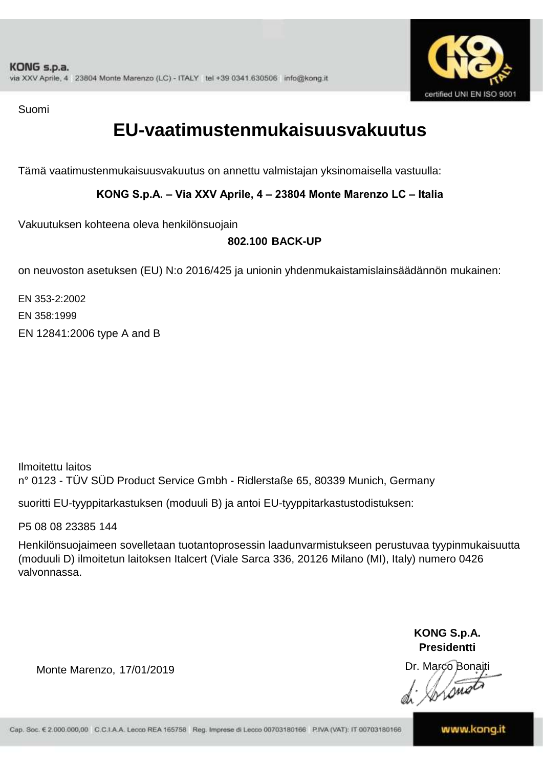KONG s.p.a.
via XXV Aprile, 4 23804 Monte Marenzo (LC) - ITALY tel +39 0341.630506 info@kong.it

certified UNI EN ISO 9001

Suomi

# EU-vaatimustenmukaisuusvakuutus

Tämä vaatimustenmukaisuusvakuutus on annettu valmistajan yksinomaisella vastuulla:

**KONG S.p.A. – Via XXV Aprile, 4 – 23804 Monte Marenzo LC – Italia**

Vakuutuksen kohteena oleva henkilönsuojain

**802.100 BACK-UP**

on neuvoston asetuksen (EU) N:o 2016/425 ja unionin yhdenmukaistamislainsäädännön mukainen:

EN 353-2:2002
EN 358:1999
EN 12841:2006 type A and B

Ilmoitettu laitos
n° 0123 - TÜV SÜD Product Service Gmbh - Ridlerstaße 65, 80339 Munich, Germany

suoritti EU-tyyppitarkastuksen (moduuli B) ja antoi EU-tyyppitarkastustodistuksen:

P5 08 08 23385 144

Henkilönsuojaimeen sovelletaan tuotantoprosessin laadunvarmistukseen perustuvaa tyypinmukaisuutta (moduuli D) ilmoitetun laitoksen Italcert (Viale Sarca 336, 20126 Milano (MI), Italy) numero 0426 valvonnassa.

**KONG S.p.A.**
**Presidentti**

Monte Marenzo, 17/01/2019

Dr. Marco Bonaiti

Cap. Soc. € 2.000.000,00 C.C.I.A.A. Lecco REA 165758 Reg. Imprese di Lecco 00703180166 P.IVA (VAT): IT 00703180166

www.kong.it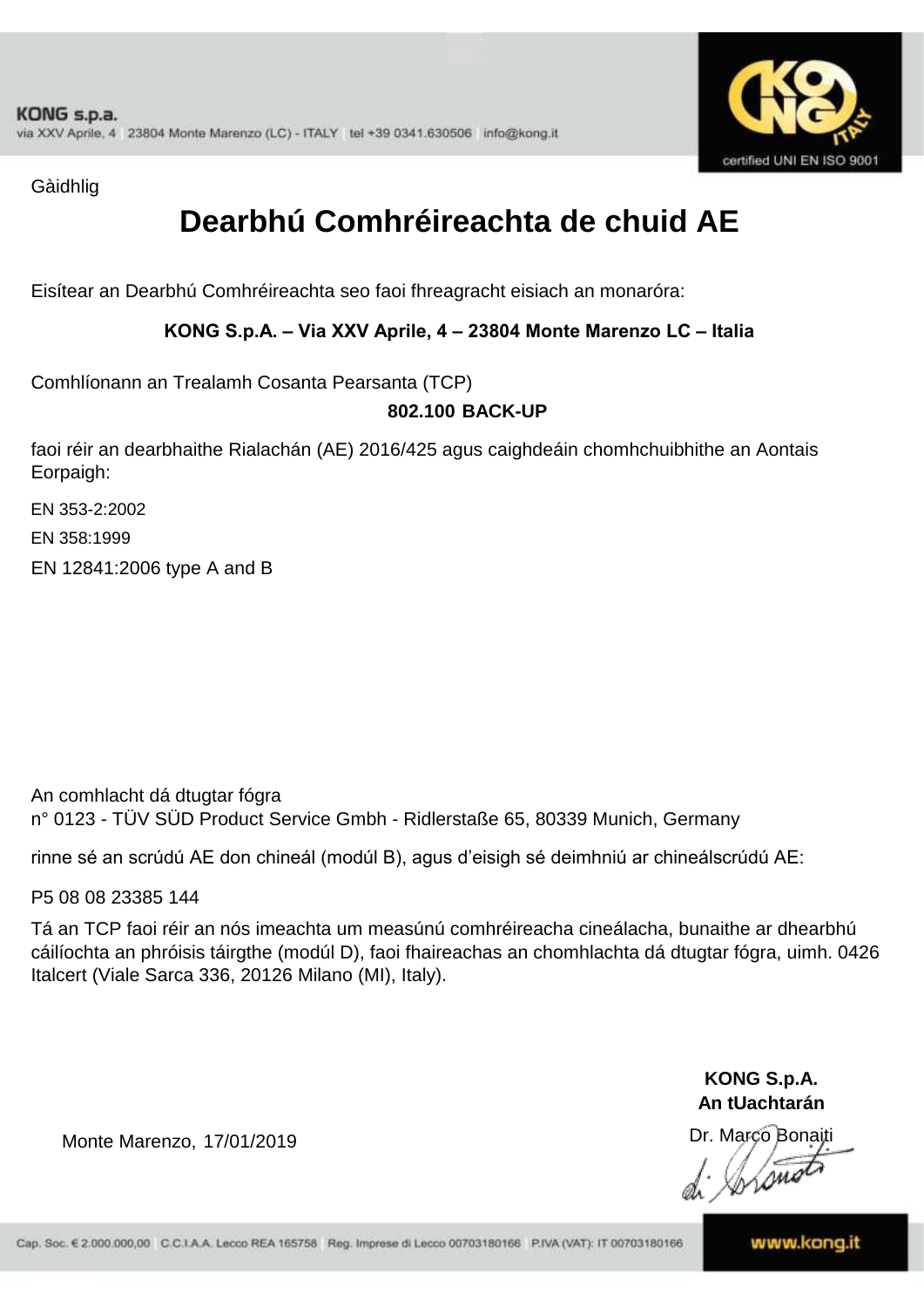Gàidhlig

# Dearbhú Comhréireachta de chuid AE

Eisítear an Dearbhú Comhréireachta seo faoi fhreagracht eisiach an monaróra:

**KONG S.p.A. – Via XXV Aprile, 4 – 23804 Monte Marenzo LC – Italia**

Comhlíonann an Trealamh Cosanta Pearsanta (TCP)

**802.100 BACK-UP**

faoi réir an dearbhaithe Rialachán (AE) 2016/425 agus caighdeáin chomhchuibhithe an Aontais Eorpaigh:

EN 353-2:2002

EN 358:1999

EN 12841:2006 type A and B

An comhlacht dá dtugtar fógra
n° 0123 - TÜV SÜD Product Service Gmbh - Ridlerstaße 65, 80339 Munich, Germany

rinne sé an scrúdú AE don chineál (modúl B), agus d'eisigh sé deimhniú ar chineálscrúdú AE:

P5 08 08 23385 144

Tá an TCP faoi réir an nós imeachta um measúnú comhréireacha cineálacha, bunaithe ar dhearbhú cáilíochta an phróisis táirgthe (modúl D), faoi fhaireachas an chomhlachta dá dtugtar fógra, uimh. 0426 Italcert (Viale Sarca 336, 20126 Milano (MI), Italy).

**KONG S.p.A.**
**An tUachtarán**

Monte Marenzo, 17/01/2019

Dr. Marco Bonaiti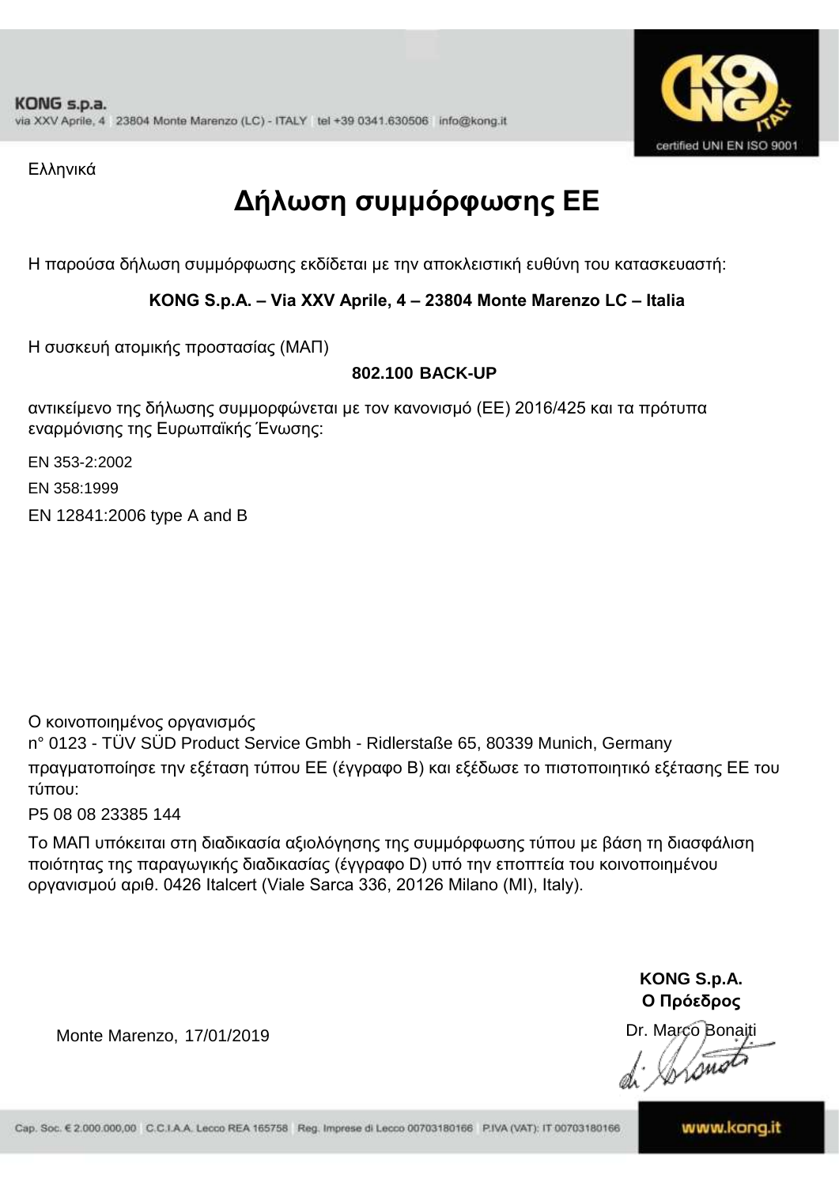Ελληνικά

# Δήλωση συμμόρφωσης ΕΕ

Η παρούσα δήλωση συμμόρφωσης εκδίδεται με την αποκλειστική ευθύνη του κατασκευαστή:

**KONG S.p.A. – Via XXV Aprile, 4 – 23804 Monte Marenzo LC – Italia**

Η συσκευή ατομικής προστασίας (ΜΑΠ)

**802.100 BACK-UP**

αντικείμενο της δήλωσης συμμορφώνεται με τον κανονισμό (ΕΕ) 2016/425 και τα πρότυπα εναρμόνισης της Ευρωπαϊκής Ένωσης:

EN 353-2:2002

EN 358:1999

EN 12841:2006 type A and B

Ο κοινοποιημένος οργανισμός
n° 0123 - TÜV SÜD Product Service Gmbh - Ridlerstaße 65, 80339 Munich, Germany
πραγματοποίησε την εξέταση τύπου ΕΕ (έγγραφο Β) και εξέδωσε το πιστοποιητικό εξέτασης ΕΕ του τύπου:

P5 08 08 23385 144

Το ΜΑΠ υπόκειται στη διαδικασία αξιολόγησης της συμμόρφωσης τύπου με βάση τη διασφάλιση ποιότητας της παραγωγικής διαδικασίας (έγγραφο D) υπό την εποπτεία του κοινοποιημένου οργανισμού αριθ. 0426 Italcert (Viale Sarca 336, 20126 Milano (MI), Italy).

**KONG S.p.A.**
**Ο Πρόεδρος**

Monte Marenzo, 17/01/2019

Dr. Marco Bonaiti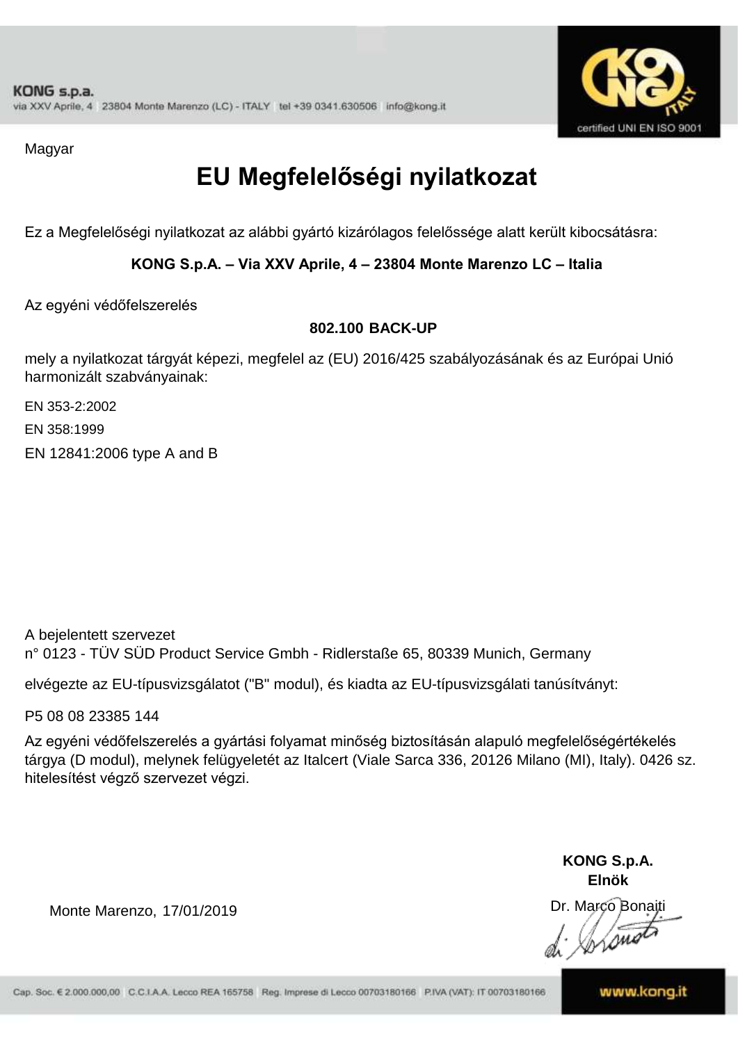KONG s.p.a.
via XXV Aprile, 4 23804 Monte Marenzo (LC) - ITALY tel +39 0341.630506 info@kong.it

certified UNI EN ISO 9001

Magyar

# EU Megfelelőségi nyilatkozat

Ez a Megfelelőségi nyilatkozat az alábbi gyártó kizárólagos felelőssége alatt került kibocsátásra:

**KONG S.p.A. – Via XXV Aprile, 4 – 23804 Monte Marenzo LC – Italia**

Az egyéni védőfelszerelés

**802.100 BACK-UP**

mely a nyilatkozat tárgyát képezi, megfelel az (EU) 2016/425 szabályozásának és az Európai Unió harmonizált szabványainak:

EN 353-2:2002

EN 358:1999

EN 12841:2006 type A and B

A bejelentett szervezet
n° 0123 - TÜV SÜD Product Service Gmbh - Ridlerstaße 65, 80339 Munich, Germany

elvégezte az EU-típusvizsgálatot ("B" modul), és kiadta az EU-típusvizsgálati tanúsítványt:

P5 08 08 23385 144

Az egyéni védőfelszerelés a gyártási folyamat minőség biztosításán alapuló megfelelőségértékelés tárgya (D modul), melynek felügyeletét az Italcert (Viale Sarca 336, 20126 Milano (MI), Italy). 0426 sz. hitelesítést végző szervezet végzi.

Monte Marenzo, 17/01/2019

**KONG S.p.A.**
**Elnök**

Dr. Marco Bonaiti

Cap. Soc. € 2.000.000,00 C.C.I.A.A. Lecco REA 165758 Reg. Imprese di Lecco 00703180166 P.IVA (VAT): IT 00703180166

www.kong.it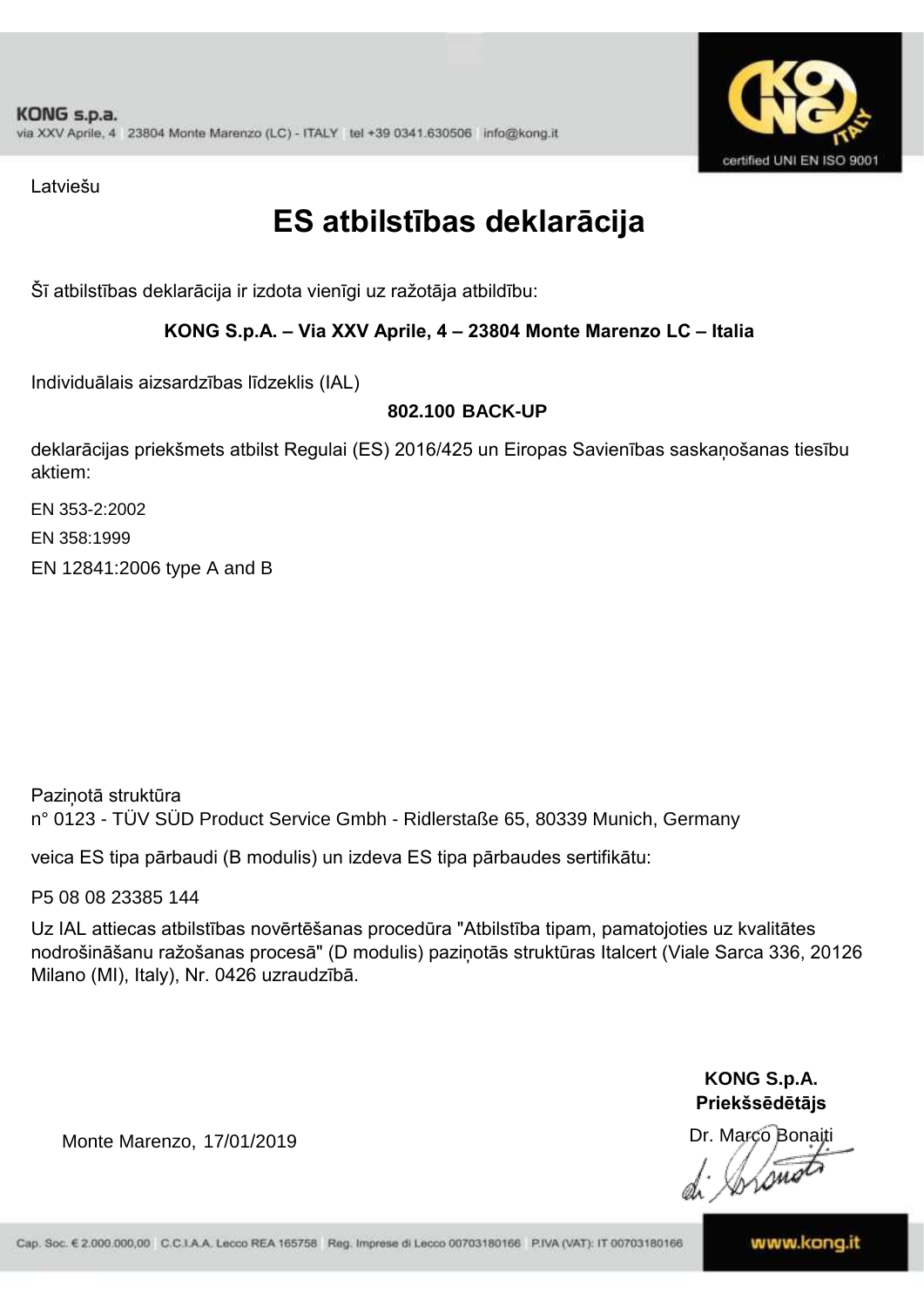KONG s.p.a.
via XXV Aprile, 4 23804 Monte Marenzo (LC) - ITALY tel +39 0341.630506 info@kong.it

certified UNI EN ISO 9001

Latviešu

# ES atbilstības deklarācija

Šī atbilstības deklarācija ir izdota vienīgi uz ražotāja atbildību:

**KONG S.p.A. – Via XXV Aprile, 4 – 23804 Monte Marenzo LC – Italia**

Individuālais aizsardzības līdzeklis (IAL)

**802.100 BACK-UP**

deklarācijas priekšmets atbilst Regulai (ES) 2016/425 un Eiropas Savienības saskaņošanas tiesību aktiem:

EN 353-2:2002

EN 358:1999

EN 12841:2006 type A and B

Paziņotā struktūra
n° 0123 - TÜV SÜD Product Service Gmbh - Ridlerstaße 65, 80339 Munich, Germany

veica ES tipa pārbaudi (B modulis) un izdeva ES tipa pārbaudes sertifikātu:

P5 08 08 23385 144

Uz IAL attiecas atbilstības novērtēšanas procedūra "Atbilstība tipam, pamatojoties uz kvalitātes nodrošināšanu ražošanas procesā" (D modulis) paziņotās struktūras Italcert (Viale Sarca 336, 20126 Milano (MI), Italy), Nr. 0426 uzraudzībā.

**KONG S.p.A.**
**Priekšsēdētājs**

Monte Marenzo, 17/01/2019

Dr. Marco Bonaiti

Cap. Soc. € 2.000.000,00 C.C.I.A.A. Lecco REA 165758 Reg. Imprese di Lecco 00703180166 P.IVA (VAT): IT 00703180166

www.kong.it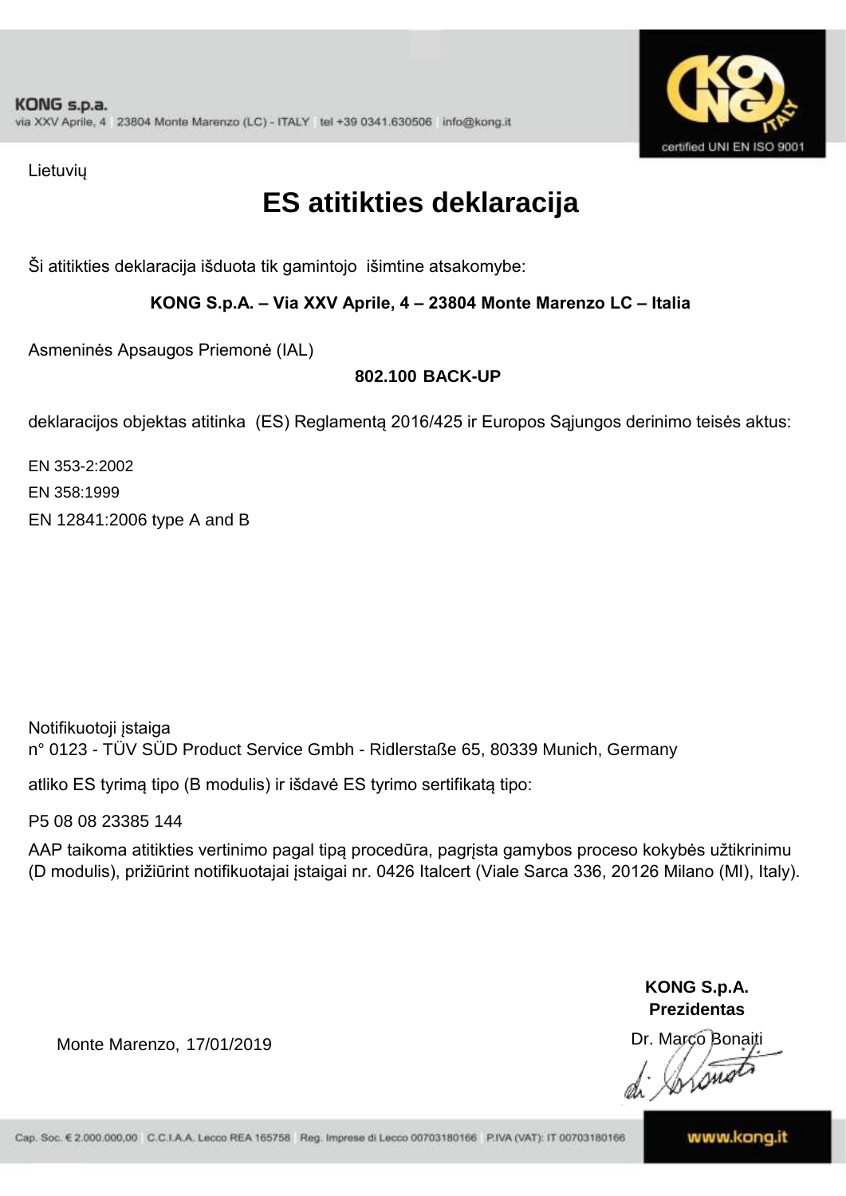Lietuvių

# ES atitikties deklaracija

Ši atitikties deklaracija išduota tik gamintojo išimtine atsakomybe:

**KONG S.p.A. – Via XXV Aprile, 4 – 23804 Monte Marenzo LC – Italia**

Asmeninės Apsaugos Priemonė (IAL)

**802.100 BACK-UP**

deklaracijos objektas atitinka (ES) Reglamentą 2016/425 ir Europos Sąjungos derinimo teisės aktus:

EN 353-2:2002

EN 358:1999

EN 12841:2006 type A and B

Notifikuotoji įstaiga
n° 0123 - TÜV SÜD Product Service Gmbh - Ridlerstaße 65, 80339 Munich, Germany

atliko ES tyrimą tipo (B modulis) ir išdavė ES tyrimo sertifikatą tipo:

P5 08 08 23385 144

AAP taikoma atitikties vertinimo pagal tipą procedūra, pagrįsta gamybos proceso kokybės užtikrinimu (D modulis), prižiūrint notifikuotajai įstaigai nr. 0426 Italcert (Viale Sarca 336, 20126 Milano (MI), Italy).

Monte Marenzo, 17/01/2019

**KONG S.p.A.**
**Prezidentas**

Dr. Marco Bonaiti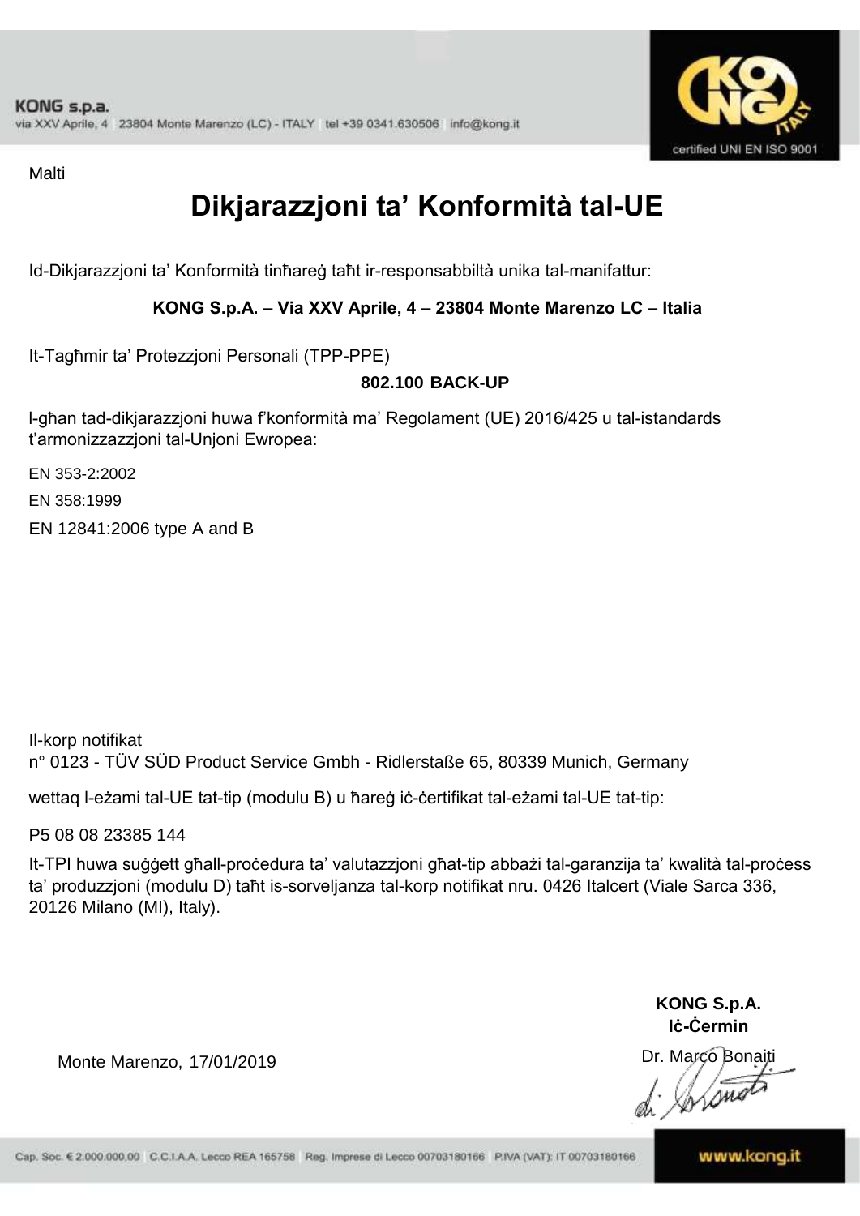Malti

# Dikjarazzjoni ta' Konformità tal-UE

Id-Dikjarazzjoni ta' Konformità tinħareġ taħt ir-responsabbiltà unika tal-manifattur:

**KONG S.p.A. – Via XXV Aprile, 4 – 23804 Monte Marenzo LC – Italia**

It-Tagħmir ta' Protezzjoni Personali (TPP-PPE)

**802.100 BACK-UP**

l-għan tad-dikjarazzjoni huwa f'konformità ma' Regolament (UE) 2016/425 u tal-istandards t'armonizzazzjoni tal-Unjoni Ewropea:

EN 353-2:2002

EN 358:1999

EN 12841:2006 type A and B

Il-korp notifikat
n° 0123 - TÜV SÜD Product Service Gmbh - Ridlerstaße 65, 80339 Munich, Germany

wettaq l-eżami tal-UE tat-tip (modulu B) u ħareġ iċ-ċertifikat tal-eżami tal-UE tat-tip:

P5 08 08 23385 144

It-TPI huwa suġġett għall-proċedura ta' valutazzjoni għat-tip abbażi tal-garanzija ta' kwalità tal-proċess ta' produzzjoni (modulu D) taħt is-sorveljanza tal-korp notifikat nru. 0426 Italcert (Viale Sarca 336, 20126 Milano (MI), Italy).

**KONG S.p.A.**
**Iċ-Ċermin**

Monte Marenzo, 17/01/2019

Dr. Marco Bonaiti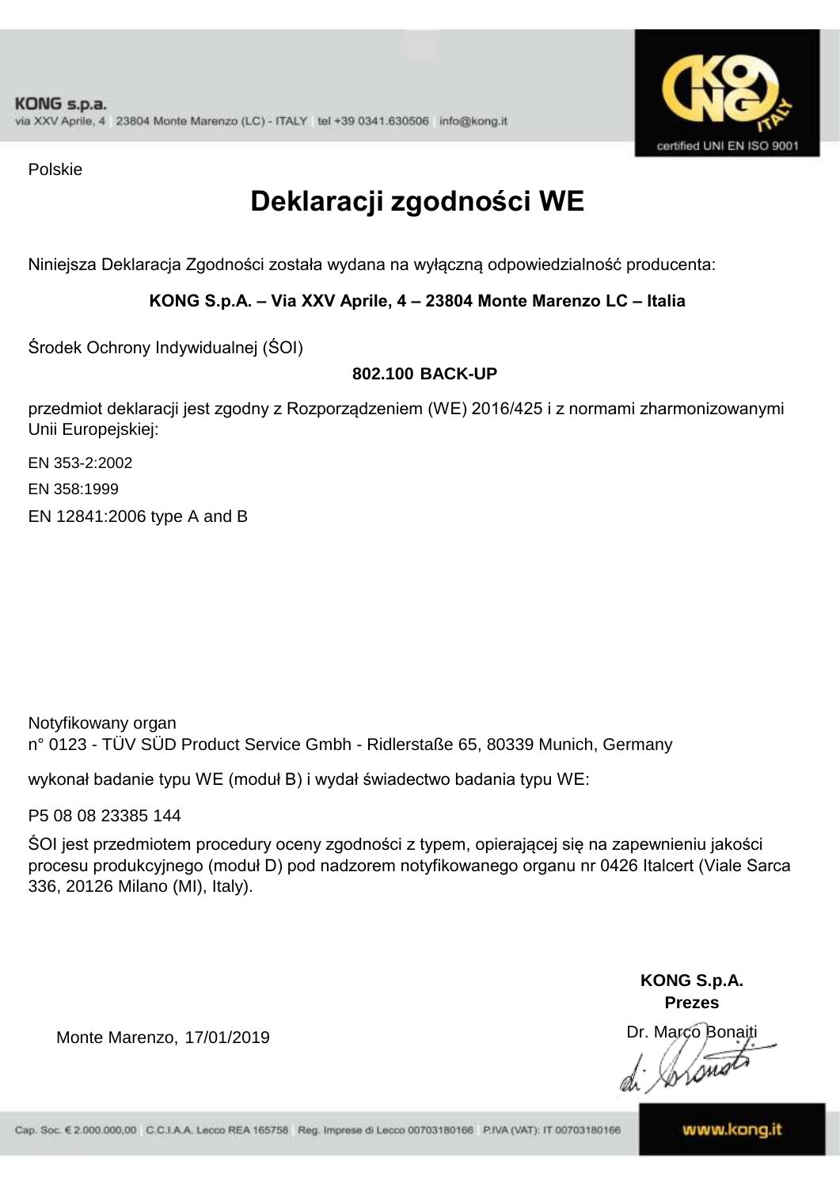Polskie

# Deklaracji zgodności WE

Niniejsza Deklaracja Zgodności została wydana na wyłączną odpowiedzialność producenta:

**KONG S.p.A. – Via XXV Aprile, 4 – 23804 Monte Marenzo LC – Italia**

Środek Ochrony Indywidualnej (ŚOI)

**802.100 BACK-UP**

przedmiot deklaracji jest zgodny z Rozporządzeniem (WE) 2016/425 i z normami zharmonizowanymi Unii Europejskiej:

EN 353-2:2002

EN 358:1999

EN 12841:2006 type A and B

Notyfikowany organ
n° 0123 - TÜV SÜD Product Service Gmbh - Ridlerstaße 65, 80339 Munich, Germany

wykonał badanie typu WE (moduł B) i wydał świadectwo badania typu WE:

P5 08 08 23385 144

ŚOI jest przedmiotem procedury oceny zgodności z typem, opierającej się na zapewnieniu jakości procesu produkcyjnego (moduł D) pod nadzorem notyfikowanego organu nr 0426 Italcert (Viale Sarca 336, 20126 Milano (MI), Italy).

**KONG S.p.A.**
**Prezes**

Monte Marenzo, 17/01/2019

Dr. Marco Bonaiti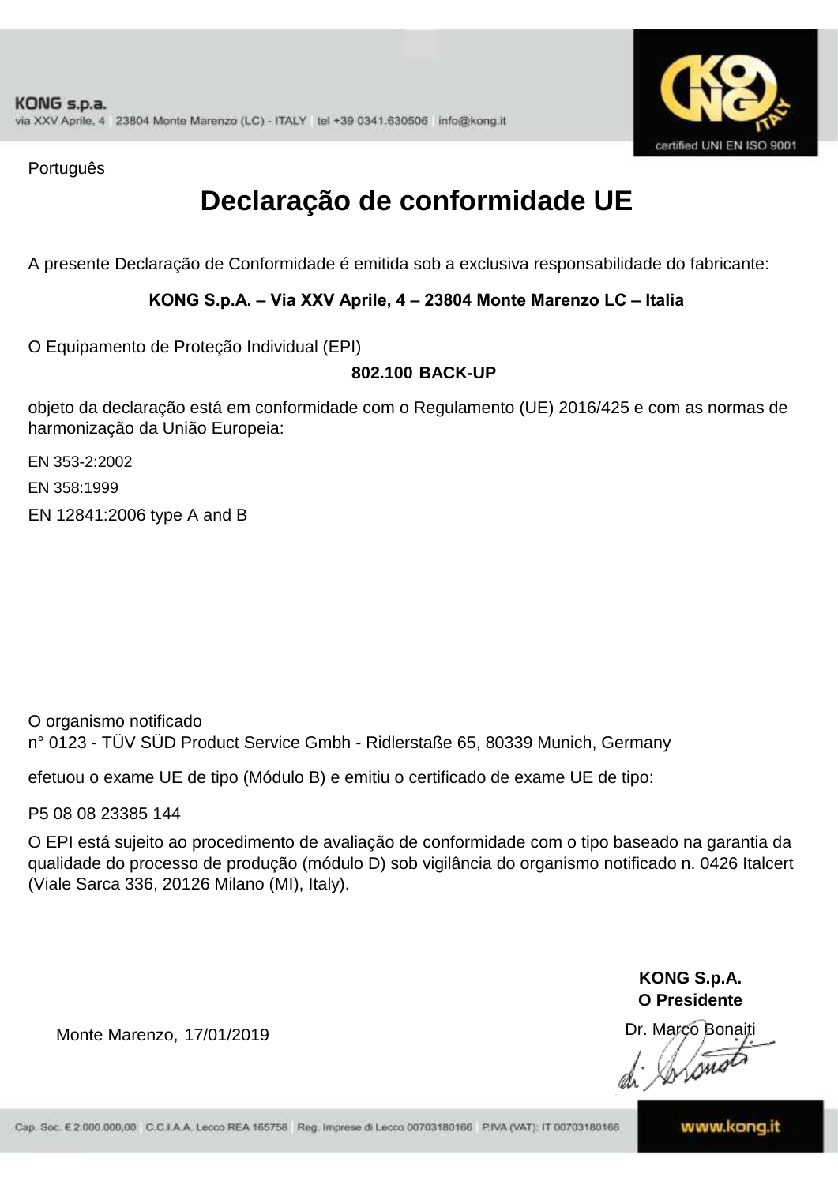KONG s.p.a.
via XXV Aprile, 4 23804 Monte Marenzo (LC) - ITALY tel +39 0341.630506 info@kong.it

certified UNI EN ISO 9001

Português

# Declaração de conformidade UE

A presente Declaração de Conformidade é emitida sob a exclusiva responsabilidade do fabricante:

**KONG S.p.A. – Via XXV Aprile, 4 – 23804 Monte Marenzo LC – Italia**

O Equipamento de Proteção Individual (EPI)

**802.100 BACK-UP**

objeto da declaração está em conformidade com o Regulamento (UE) 2016/425 e com as normas de harmonização da União Europeia:

EN 353-2:2002
EN 358:1999
EN 12841:2006 type A and B

O organismo notificado
n° 0123 - TÜV SÜD Product Service Gmbh - Ridlerstaße 65, 80339 Munich, Germany

efetuou o exame UE de tipo (Módulo B) e emitiu o certificado de exame UE de tipo:

P5 08 08 23385 144

O EPI está sujeito ao procedimento de avaliação de conformidade com o tipo baseado na garantia da qualidade do processo de produção (módulo D) sob vigilância do organismo notificado n. 0426 Italcert (Viale Sarca 336, 20126 Milano (MI), Italy).

**KONG S.p.A.**
**O Presidente**
Dr. Marco Bonaiti

Monte Marenzo, 17/01/2019

Cap. Soc. € 2.000.000,00 C.C.I.A.A. Lecco REA 165758 Reg. Imprese di Lecco 00703180166 P.IVA (VAT): IT 00703180166

www.kong.it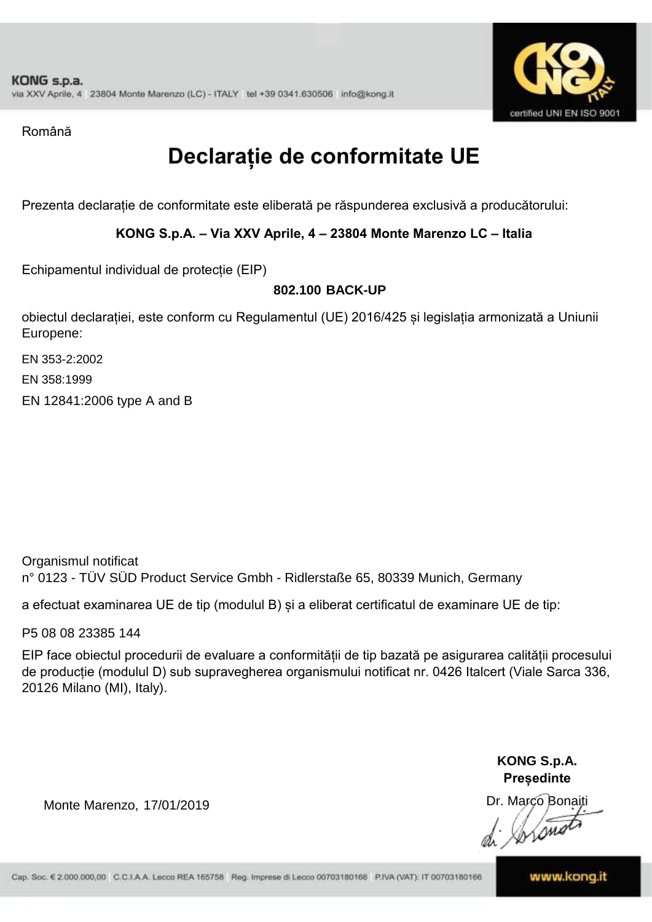Română

# Declarație de conformitate UE

Prezenta declarație de conformitate este eliberată pe răspunderea exclusivă a producătorului:

**KONG S.p.A. – Via XXV Aprile, 4 – 23804 Monte Marenzo LC – Italia**

Echipamentul individual de protecție (EIP)

**802.100 BACK-UP**

obiectul declarației, este conform cu Regulamentul (UE) 2016/425 și legislația armonizată a Uniunii Europene:

EN 353-2:2002

EN 358:1999

EN 12841:2006 type A and B

Organismul notificat
n° 0123 - TÜV SÜD Product Service Gmbh - Ridlerstaße 65, 80339 Munich, Germany

a efectuat examinarea UE de tip (modulul B) și a eliberat certificatul de examinare UE de tip:

P5 08 08 23385 144

EIP face obiectul procedurii de evaluare a conformității de tip bazată pe asigurarea calității procesului de producție (modulul D) sub supravegherea organismului notificat nr. 0426 Italcert (Viale Sarca 336, 20126 Milano (MI), Italy).

**KONG S.p.A.**
**Președinte**
Dr. Marco Bonaiti

Monte Marenzo, 17/01/2019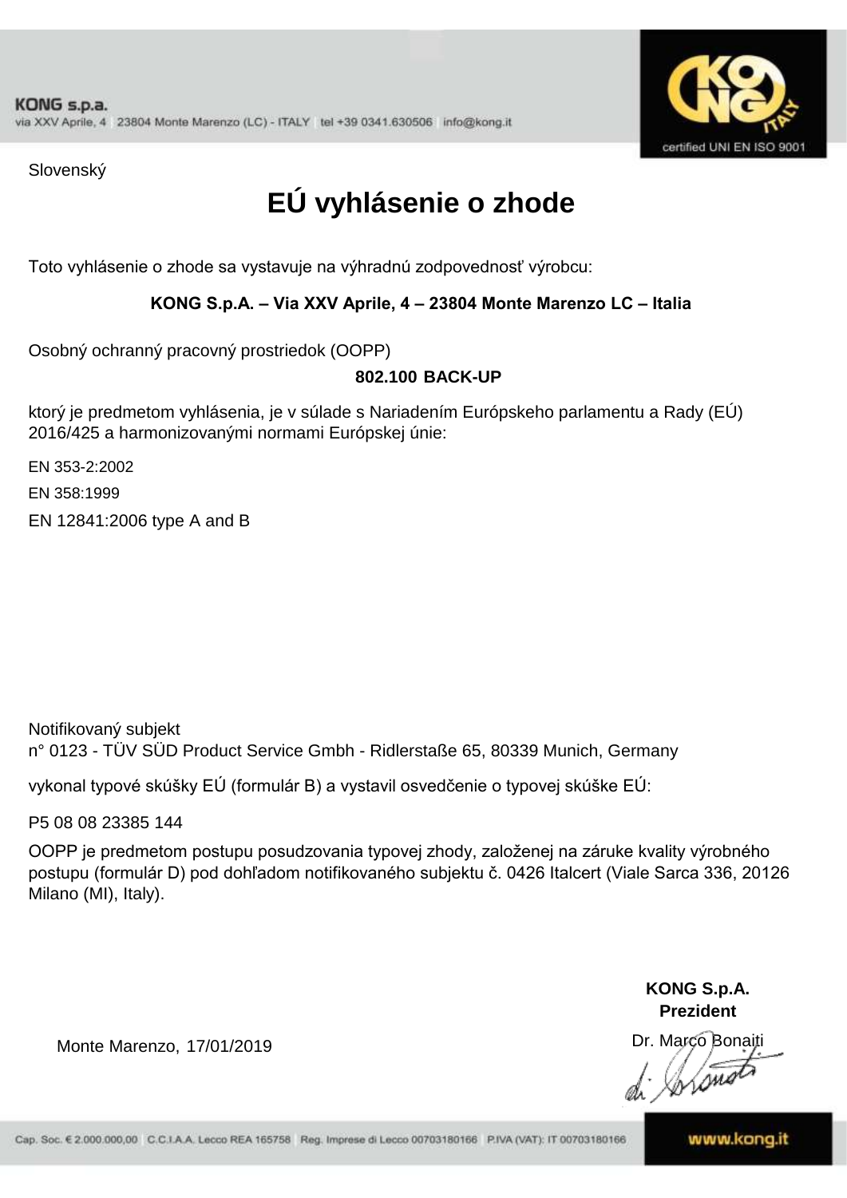Slovenský

# EÚ vyhlásenie o zhode

Toto vyhlásenie o zhode sa vystavuje na výhradnú zodpovednosť výrobcu:

**KONG S.p.A. – Via XXV Aprile, 4 – 23804 Monte Marenzo LC – Italia**

Osobný ochranný pracovný prostriedok (OOPP)

**802.100 BACK-UP**

ktorý je predmetom vyhlásenia, je v súlade s Nariadením Európskeho parlamentu a Rady (EÚ) 2016/425 a harmonizovanými normami Európskej únie:

EN 353-2:2002

EN 358:1999

EN 12841:2006 type A and B

Notifikovaný subjekt
n° 0123 - TÜV SÜD Product Service Gmbh - Ridlerstaße 65, 80339 Munich, Germany

vykonal typové skúšky EÚ (formulár B) a vystavil osvedčenie o typovej skúške EÚ:

P5 08 08 23385 144

OOPP je predmetom postupu posudzovania typovej zhody, založenej na záruke kvality výrobného postupu (formulár D) pod dohľadom notifikovaného subjektu č. 0426 Italcert (Viale Sarca 336, 20126 Milano (MI), Italy).

Monte Marenzo, 17/01/2019

**KONG S.p.A.**
**Prezident**

Dr. Marco Bonaiti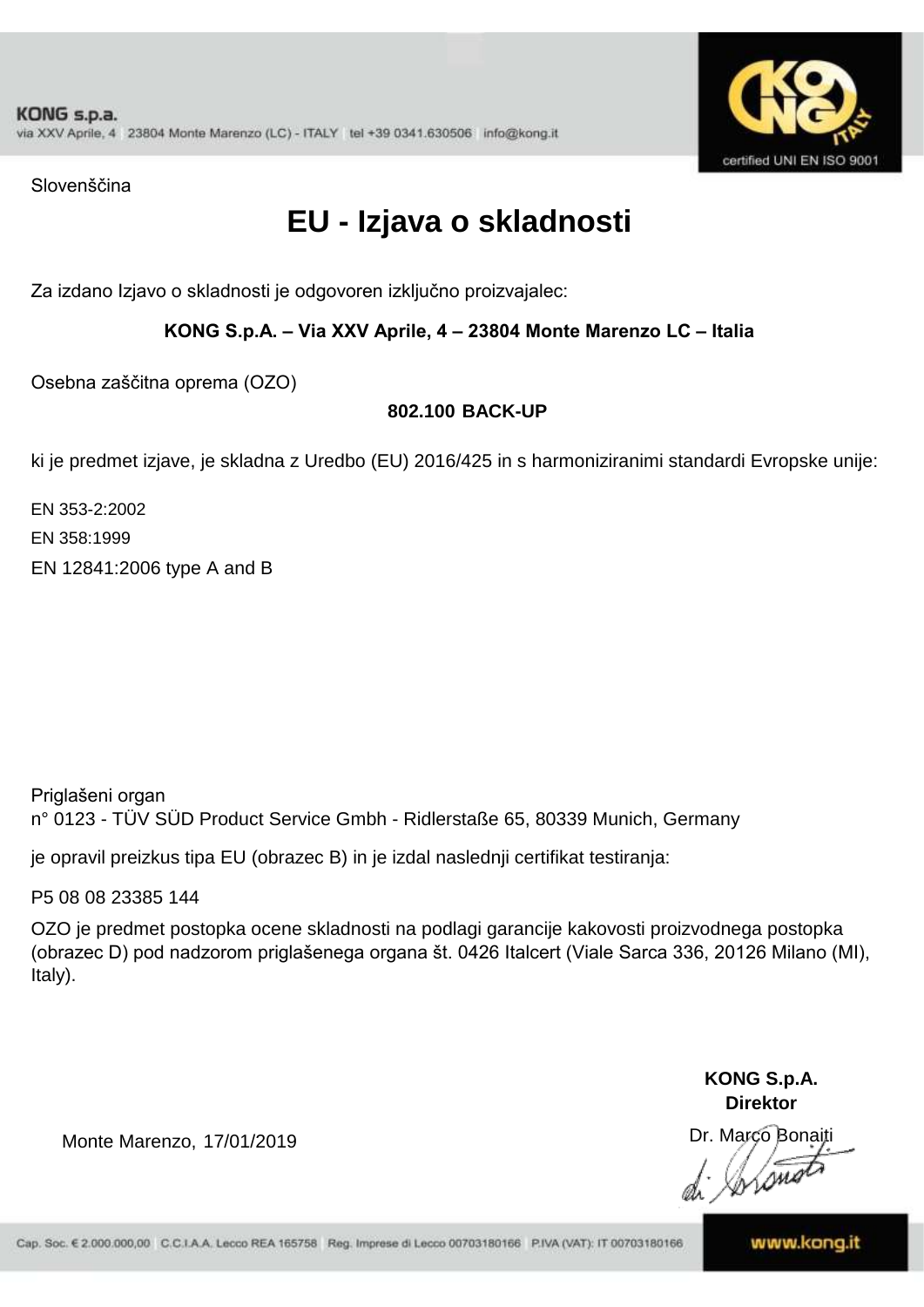Slovenščina

# EU - Izjava o skladnosti

Za izdano Izjavo o skladnosti je odgovoren izključno proizvajalec:

**KONG S.p.A. – Via XXV Aprile, 4 – 23804 Monte Marenzo LC – Italia**

Osebna zaščitna oprema (OZO)

**802.100 BACK-UP**

ki je predmet izjave, je skladna z Uredbo (EU) 2016/425 in s harmoniziranimi standardi Evropske unije:

EN 353-2:2002
EN 358:1999
EN 12841:2006 type A and B

Priglašeni organ
n° 0123 - TÜV SÜD Product Service Gmbh - Ridlerstaße 65, 80339 Munich, Germany

je opravil preizkus tipa EU (obrazec B) in je izdal naslednji certifikat testiranja:

P5 08 08 23385 144

OZO je predmet postopka ocene skladnosti na podlagi garancije kakovosti proizvodnega postopka (obrazec D) pod nadzorom priglašenega organa št. 0426 Italcert (Viale Sarca 336, 20126 Milano (MI), Italy).

**KONG S.p.A.**
**Direktor**

Monte Marenzo, 17/01/2019

Dr. Marco Bonaiti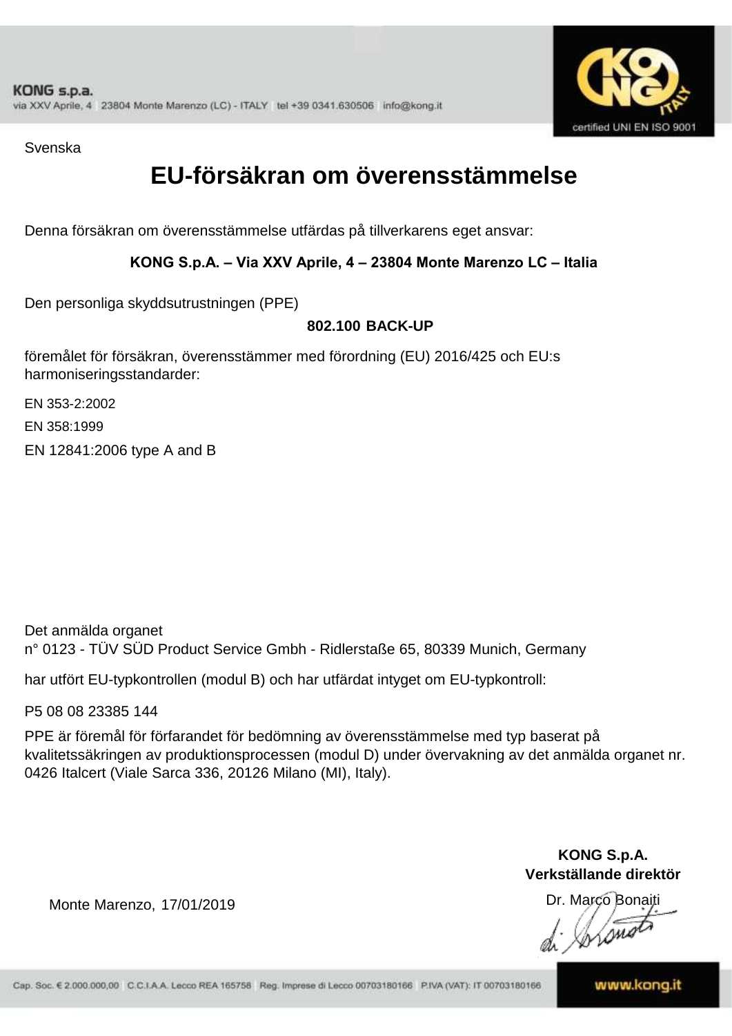Svenska

# EU-försäkran om överensstämmelse

Denna försäkran om överensstämmelse utfärdas på tillverkarens eget ansvar:

**KONG S.p.A. – Via XXV Aprile, 4 – 23804 Monte Marenzo LC – Italia**

Den personliga skyddsutrustningen (PPE)

**802.100 BACK-UP**

föremålet för försäkran, överensstämmer med förordning (EU) 2016/425 och EU:s harmoniseringsstandarder:

EN 353-2:2002

EN 358:1999

EN 12841:2006 type A and B

Det anmälda organet
n° 0123 - TÜV SÜD Product Service Gmbh - Ridlerstaße 65, 80339 Munich, Germany

har utfört EU-typkontrollen (modul B) och har utfärdat intyget om EU-typkontroll:

P5 08 08 23385 144

PPE är föremål för förfarandet för bedömning av överensstämmelse med typ baserat på kvalitetssäkringen av produktionsprocessen (modul D) under övervakning av det anmälda organet nr. 0426 Italcert (Viale Sarca 336, 20126 Milano (MI), Italy).

**KONG S.p.A.**
**Verkställande direktör**

Monte Marenzo, 17/01/2019

Dr. Marco Bonaiti